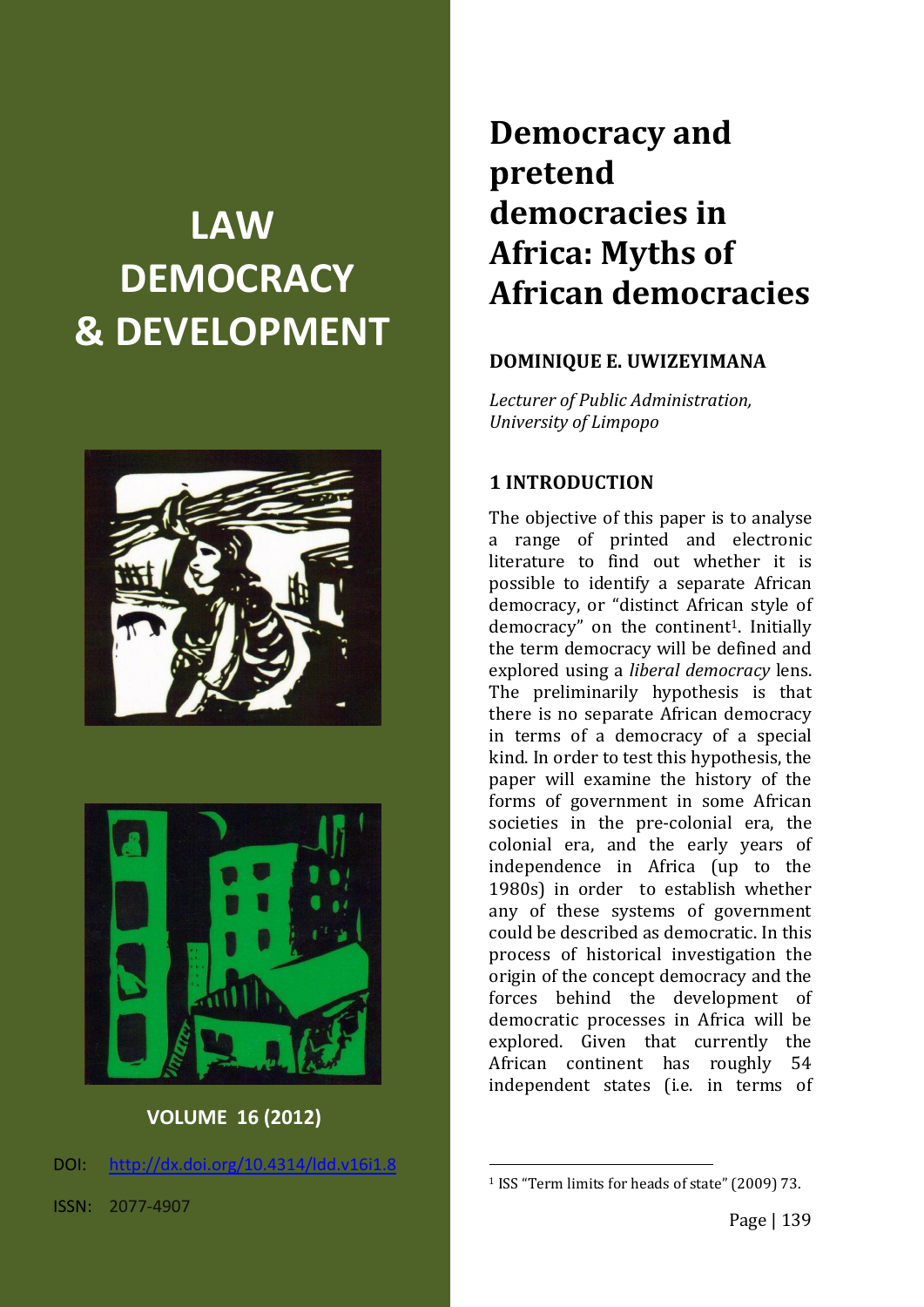# LAW DEMOCRACY & DEVELOPMENT

**VOLUME 16 (2012)**

DOI: http://dx.doi.org/10.4314/ldd.v16i1.8

ISSN: 2077-4907

# Democracy and pretend democracies in Africa: Myths of African democracies

**DOMINIQUE E. UWIZEYIMANA**

*Lecturer of Public Administration, University of Limpopo*

## 1 INTRODUCTION

The objective of this paper is to analyse a range of printed and electronic literature to find out whether it is possible to identify a separate African democracy, or "distinct African style of democracy" on the continent[1]. Initially the term democracy will be defined and explored using a *liberal democracy* lens. The preliminarily hypothesis is that there is no separate African democracy in terms of a democracy of a special kind. In order to test this hypothesis, the paper will examine the history of the forms of government in some African societies in the pre-colonial era, the colonial era, and the early years of independence in Africa (up to the 1980s) in order to establish whether any of these systems of government could be described as democratic. In this process of historical investigation the origin of the concept democracy and the forces behind the development of democratic processes in Africa will be explored. Given that currently the African continent has roughly 54 independent states (i.e. in terms of

[1] ISS "Term limits for heads of state" (2009) 73.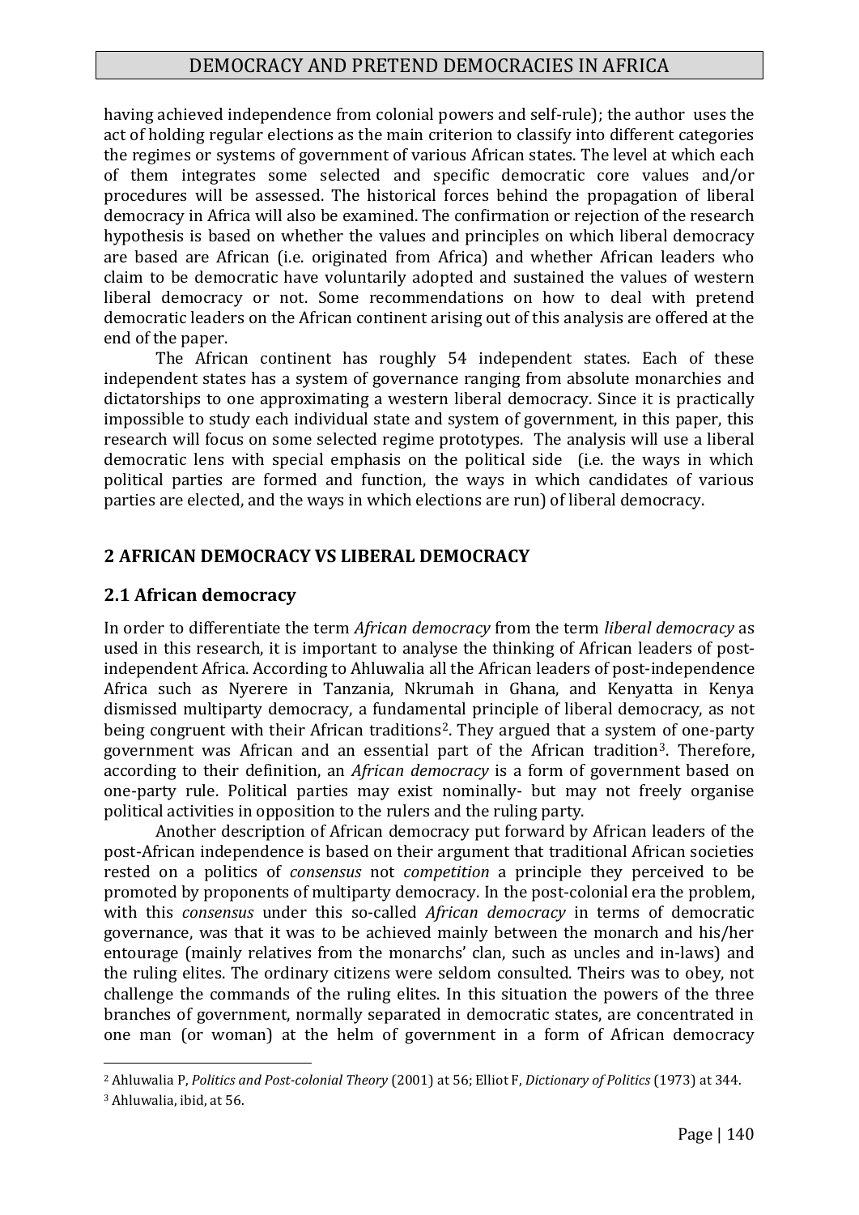having achieved independence from colonial powers and self-rule); the author uses the act of holding regular elections as the main criterion to classify into different categories the regimes or systems of government of various African states. The level at which each of them integrates some selected and specific democratic core values and/or procedures will be assessed. The historical forces behind the propagation of liberal democracy in Africa will also be examined. The confirmation or rejection of the research hypothesis is based on whether the values and principles on which liberal democracy are based are African (i.e. originated from Africa) and whether African leaders who claim to be democratic have voluntarily adopted and sustained the values of western liberal democracy or not. Some recommendations on how to deal with pretend democratic leaders on the African continent arising out of this analysis are offered at the end of the paper.

The African continent has roughly 54 independent states. Each of these independent states has a system of governance ranging from absolute monarchies and dictatorships to one approximating a western liberal democracy. Since it is practically impossible to study each individual state and system of government, in this paper, this research will focus on some selected regime prototypes. The analysis will use a liberal democratic lens with special emphasis on the political side (i.e. the ways in which political parties are formed and function, the ways in which candidates of various parties are elected, and the ways in which elections are run) of liberal democracy.

## 2 AFRICAN DEMOCRACY VS LIBERAL DEMOCRACY

### 2.1 African democracy

In order to differentiate the term *African democracy* from the term *liberal democracy* as used in this research, it is important to analyse the thinking of African leaders of post-independent Africa. According to Ahluwalia all the African leaders of post-independence Africa such as Nyerere in Tanzania, Nkrumah in Ghana, and Kenyatta in Kenya dismissed multiparty democracy, a fundamental principle of liberal democracy, as not being congruent with their African traditions[2]. They argued that a system of one-party government was African and an essential part of the African tradition[3]. Therefore, according to their definition, an *African democracy* is a form of government based on one-party rule. Political parties may exist nominally- but may not freely organise political activities in opposition to the rulers and the ruling party.

Another description of African democracy put forward by African leaders of the post-African independence is based on their argument that traditional African societies rested on a politics of *consensus* not *competition* a principle they perceived to be promoted by proponents of multiparty democracy. In the post-colonial era the problem, with this *consensus* under this so-called *African democracy* in terms of democratic governance, was that it was to be achieved mainly between the monarch and his/her entourage (mainly relatives from the monarchs' clan, such as uncles and in-laws) and the ruling elites. The ordinary citizens were seldom consulted. Theirs was to obey, not challenge the commands of the ruling elites. In this situation the powers of the three branches of government, normally separated in democratic states, are concentrated in one man (or woman) at the helm of government in a form of African democracy

---

[2] Ahluwalia P, *Politics and Post-colonial Theory* (2001) at 56; Elliot F, *Dictionary of Politics* (1973) at 344.

[3] Ahluwalia, ibid, at 56.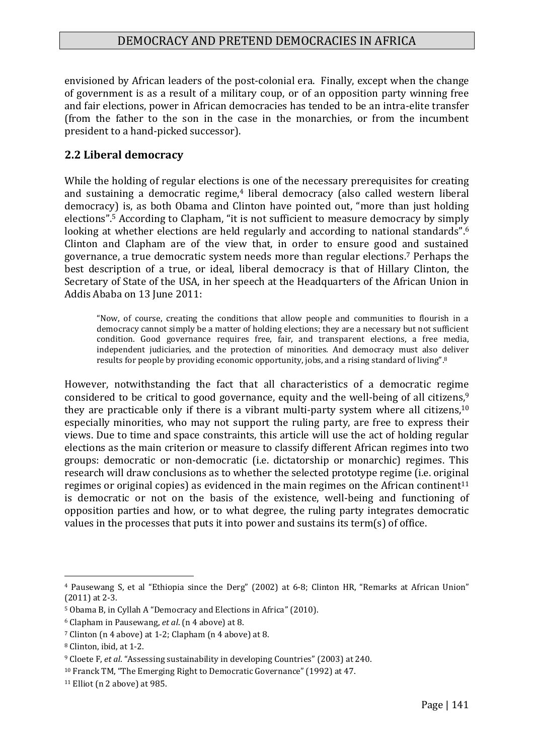envisioned by African leaders of the post-colonial era. Finally, except when the change of government is as a result of a military coup, or of an opposition party winning free and fair elections, power in African democracies has tended to be an intra-elite transfer (from the father to the son in the case in the monarchies, or from the incumbent president to a hand-picked successor).

## 2.2 Liberal democracy

While the holding of regular elections is one of the necessary prerequisites for creating and sustaining a democratic regime,[4] liberal democracy (also called western liberal democracy) is, as both Obama and Clinton have pointed out, "more than just holding elections".[5] According to Clapham, "it is not sufficient to measure democracy by simply looking at whether elections are held regularly and according to national standards".[6] Clinton and Clapham are of the view that, in order to ensure good and sustained governance, a true democratic system needs more than regular elections.[7] Perhaps the best description of a true, or ideal, liberal democracy is that of Hillary Clinton, the Secretary of State of the USA, in her speech at the Headquarters of the African Union in Addis Ababa on 13 June 2011:

> "Now, of course, creating the conditions that allow people and communities to flourish in a democracy cannot simply be a matter of holding elections; they are a necessary but not sufficient condition. Good governance requires free, fair, and transparent elections, a free media, independent judiciaries, and the protection of minorities. And democracy must also deliver results for people by providing economic opportunity, jobs, and a rising standard of living".[8]

However, notwithstanding the fact that all characteristics of a democratic regime considered to be critical to good governance, equity and the well-being of all citizens,[9] they are practicable only if there is a vibrant multi-party system where all citizens,[10] especially minorities, who may not support the ruling party, are free to express their views. Due to time and space constraints, this article will use the act of holding regular elections as the main criterion or measure to classify different African regimes into two groups: democratic or non-democratic (i.e. dictatorship or monarchic) regimes. This research will draw conclusions as to whether the selected prototype regime (i.e. original regimes or original copies) as evidenced in the main regimes on the African continent[11] is democratic or not on the basis of the existence, well-being and functioning of opposition parties and how, or to what degree, the ruling party integrates democratic values in the processes that puts it into power and sustains its term(s) of office.

---

[4] Pausewang S, et al "Ethiopia since the Derg" (2002) at 6-8; Clinton HR, "Remarks at African Union" (2011) at 2-3.

[5] Obama B, in Cyllah A "Democracy and Elections in Africa" (2010).

[6] Clapham in Pausewang, *et al*. (n 4 above) at 8.

[7] Clinton (n 4 above) at 1-2; Clapham (n 4 above) at 8.

[8] Clinton, ibid, at 1-2.

[9] Cloete F, *et al*. "Assessing sustainability in developing Countries" (2003) at 240.

[10] Franck TM, "The Emerging Right to Democratic Governance" (1992) at 47.

[11] Elliot (n 2 above) at 985.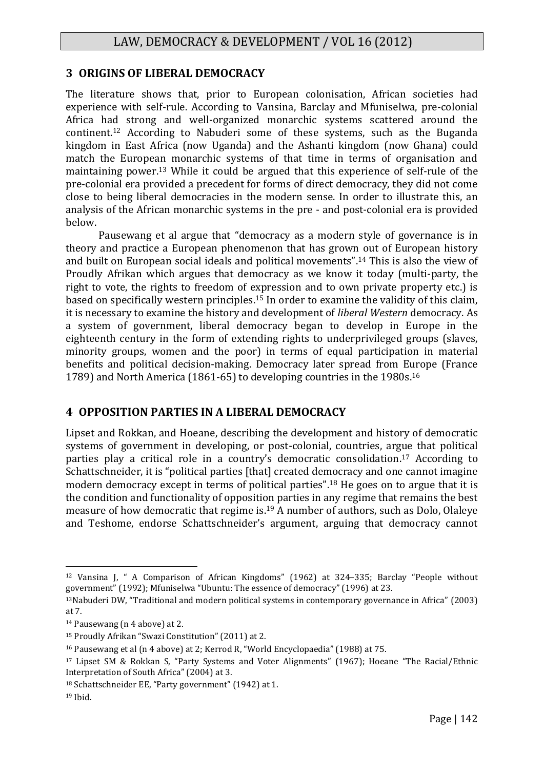## 3 ORIGINS OF LIBERAL DEMOCRACY

The literature shows that, prior to European colonisation, African societies had experience with self-rule. According to Vansina, Barclay and Mfuniselwa, pre-colonial Africa had strong and well-organized monarchic systems scattered around the continent.[12] According to Nabuderi some of these systems, such as the Buganda kingdom in East Africa (now Uganda) and the Ashanti kingdom (now Ghana) could match the European monarchic systems of that time in terms of organisation and maintaining power.[13] While it could be argued that this experience of self-rule of the pre-colonial era provided a precedent for forms of direct democracy, they did not come close to being liberal democracies in the modern sense. In order to illustrate this, an analysis of the African monarchic systems in the pre - and post-colonial era is provided below.

Pausewang et al argue that "democracy as a modern style of governance is in theory and practice a European phenomenon that has grown out of European history and built on European social ideals and political movements".[14] This is also the view of Proudly Afrikan which argues that democracy as we know it today (multi-party, the right to vote, the rights to freedom of expression and to own private property etc.) is based on specifically western principles.[15] In order to examine the validity of this claim, it is necessary to examine the history and development of *liberal Western* democracy. As a system of government, liberal democracy began to develop in Europe in the eighteenth century in the form of extending rights to underprivileged groups (slaves, minority groups, women and the poor) in terms of equal participation in material benefits and political decision-making. Democracy later spread from Europe (France 1789) and North America (1861-65) to developing countries in the 1980s.[16]

## 4 OPPOSITION PARTIES IN A LIBERAL DEMOCRACY

Lipset and Rokkan, and Hoeane, describing the development and history of democratic systems of government in developing, or post-colonial, countries, argue that political parties play a critical role in a country's democratic consolidation.[17] According to Schattschneider, it is "political parties [that] created democracy and one cannot imagine modern democracy except in terms of political parties".[18] He goes on to argue that it is the condition and functionality of opposition parties in any regime that remains the best measure of how democratic that regime is.[19] A number of authors, such as Dolo, Olaleye and Teshome, endorse Schattschneider's argument, arguing that democracy cannot

---

[12] Vansina J, " A Comparison of African Kingdoms" (1962) at 324–335; Barclay "People without government" (1992); Mfuniselwa "Ubuntu: The essence of democracy" (1996) at 23.

[13] Nabuderi DW, "Traditional and modern political systems in contemporary governance in Africa" (2003) at 7.

[14] Pausewang (n 4 above) at 2.

[15] Proudly Afrikan "Swazi Constitution" (2011) at 2.

[16] Pausewang et al (n 4 above) at 2; Kerrod R, "World Encyclopaedia" (1988) at 75.

[17] Lipset SM & Rokkan S, "Party Systems and Voter Alignments" (1967); Hoeane "The Racial/Ethnic Interpretation of South Africa" (2004) at 3.

[18] Schattschneider EE, "Party government" (1942) at 1.

[19] Ibid.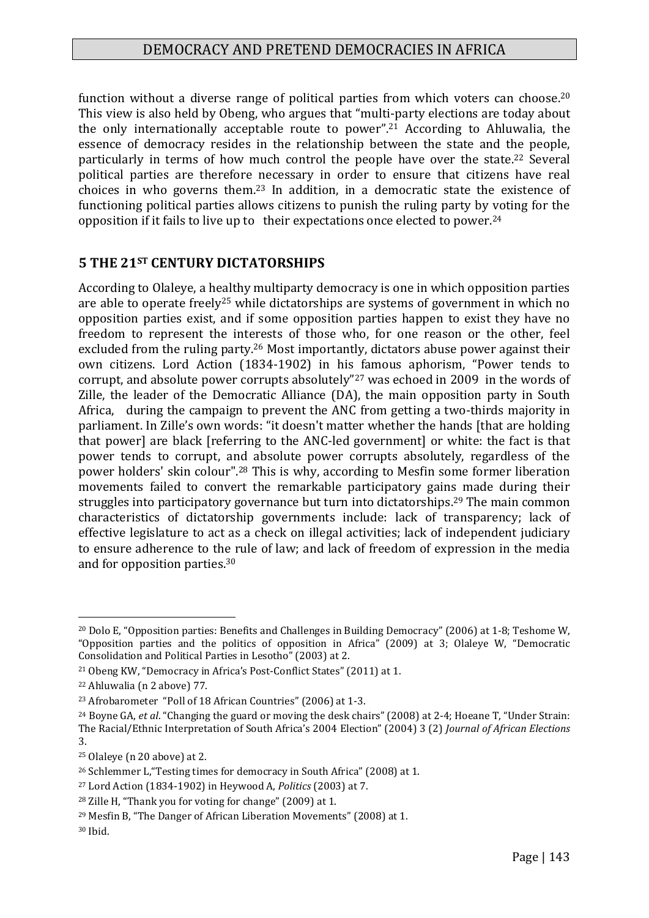function without a diverse range of political parties from which voters can choose.[20] This view is also held by Obeng, who argues that "multi-party elections are today about the only internationally acceptable route to power".[21] According to Ahluwalia, the essence of democracy resides in the relationship between the state and the people, particularly in terms of how much control the people have over the state.[22] Several political parties are therefore necessary in order to ensure that citizens have real choices in who governs them.[23] In addition, in a democratic state the existence of functioning political parties allows citizens to punish the ruling party by voting for the opposition if it fails to live up to their expectations once elected to power.[24]

## 5 THE 21ST CENTURY DICTATORSHIPS

According to Olaleye, a healthy multiparty democracy is one in which opposition parties are able to operate freely[25] while dictatorships are systems of government in which no opposition parties exist, and if some opposition parties happen to exist they have no freedom to represent the interests of those who, for one reason or the other, feel excluded from the ruling party.[26] Most importantly, dictators abuse power against their own citizens. Lord Action (1834-1902) in his famous aphorism, "Power tends to corrupt, and absolute power corrupts absolutely"[27] was echoed in 2009 in the words of Zille, the leader of the Democratic Alliance (DA), the main opposition party in South Africa, during the campaign to prevent the ANC from getting a two-thirds majority in parliament. In Zille's own words: "it doesn't matter whether the hands [that are holding that power] are black [referring to the ANC-led government] or white: the fact is that power tends to corrupt, and absolute power corrupts absolutely, regardless of the power holders' skin colour".[28] This is why, according to Mesfin some former liberation movements failed to convert the remarkable participatory gains made during their struggles into participatory governance but turn into dictatorships.[29] The main common characteristics of dictatorship governments include: lack of transparency; lack of effective legislature to act as a check on illegal activities; lack of independent judiciary to ensure adherence to the rule of law; and lack of freedom of expression in the media and for opposition parties.[30]

---

[20] Dolo E, "Opposition parties: Benefits and Challenges in Building Democracy" (2006) at 1-8; Teshome W, "Opposition parties and the politics of opposition in Africa" (2009) at 3; Olaleye W, "Democratic Consolidation and Political Parties in Lesotho" (2003) at 2.

[21] Obeng KW, "Democracy in Africa's Post-Conflict States" (2011) at 1.

[22] Ahluwalia (n 2 above) 77.

[23] Afrobarometer "Poll of 18 African Countries" (2006) at 1-3.

[24] Boyne GA, *et al*. "Changing the guard or moving the desk chairs" (2008) at 2-4; Hoeane T, "Under Strain: The Racial/Ethnic Interpretation of South Africa's 2004 Election" (2004) 3 (2) *Journal of African Elections* 3.

[25] Olaleye (n 20 above) at 2.

[26] Schlemmer L,"Testing times for democracy in South Africa" (2008) at 1.

[27] Lord Action (1834-1902) in Heywood A, *Politics* (2003) at 7.

[28] Zille H, "Thank you for voting for change" (2009) at 1.

[29] Mesfin B, "The Danger of African Liberation Movements" (2008) at 1.

[30] Ibid.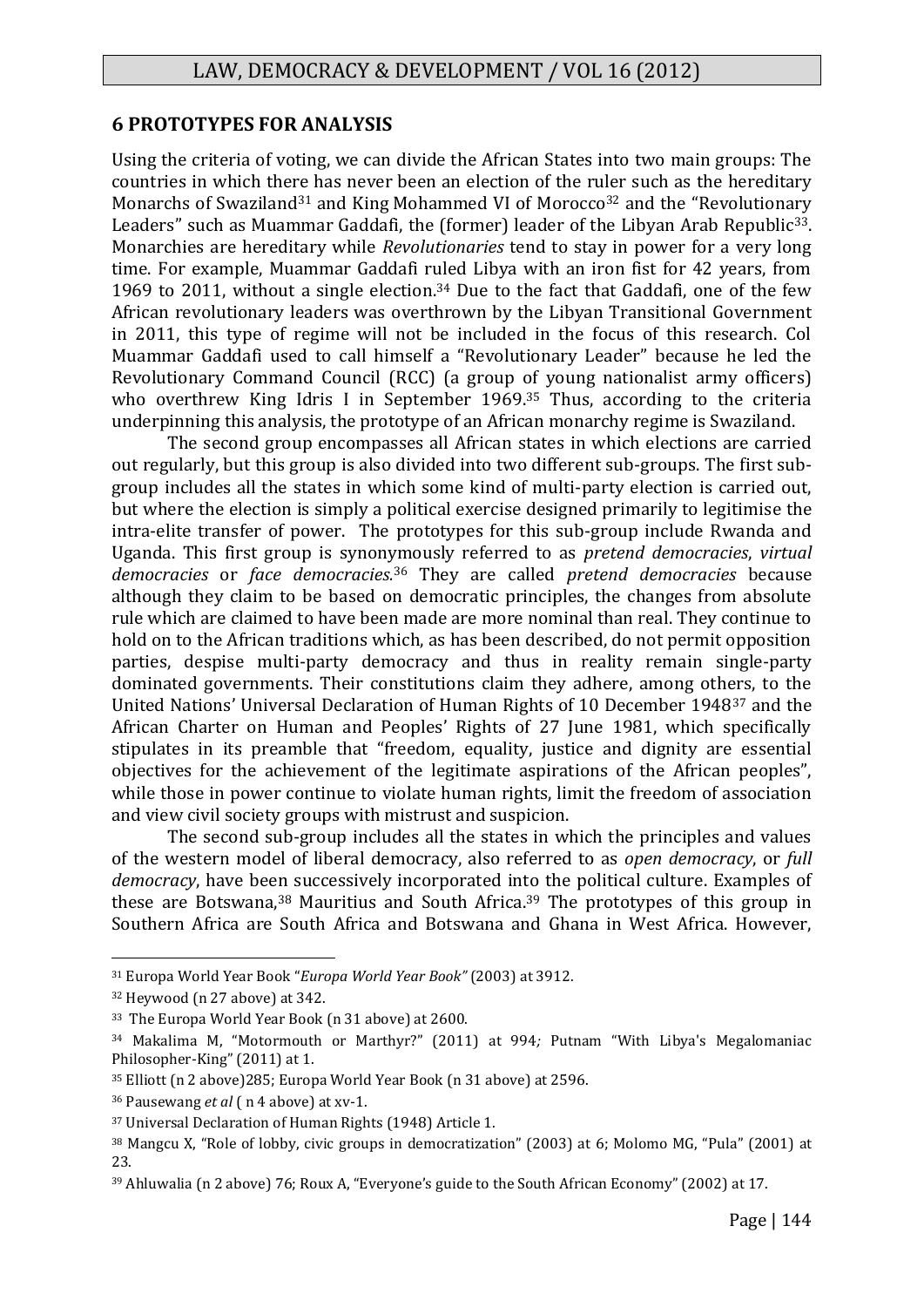## 6 PROTOTYPES FOR ANALYSIS

Using the criteria of voting, we can divide the African States into two main groups: The countries in which there has never been an election of the ruler such as the hereditary Monarchs of Swaziland[31] and King Mohammed VI of Morocco[32] and the "Revolutionary Leaders" such as Muammar Gaddafi, the (former) leader of the Libyan Arab Republic[33]. Monarchies are hereditary while *Revolutionaries* tend to stay in power for a very long time. For example, Muammar Gaddafi ruled Libya with an iron fist for 42 years, from 1969 to 2011, without a single election.[34] Due to the fact that Gaddafi, one of the few African revolutionary leaders was overthrown by the Libyan Transitional Government in 2011, this type of regime will not be included in the focus of this research. Col Muammar Gaddafi used to call himself a "Revolutionary Leader" because he led the Revolutionary Command Council (RCC) (a group of young nationalist army officers) who overthrew King Idris I in September 1969.[35] Thus, according to the criteria underpinning this analysis, the prototype of an African monarchy regime is Swaziland.

The second group encompasses all African states in which elections are carried out regularly, but this group is also divided into two different sub-groups. The first sub-group includes all the states in which some kind of multi-party election is carried out, but where the election is simply a political exercise designed primarily to legitimise the intra-elite transfer of power. The prototypes for this sub-group include Rwanda and Uganda. This first group is synonymously referred to as *pretend democracies*, *virtual democracies* or *face democracies*.[36] They are called *pretend democracies* because although they claim to be based on democratic principles, the changes from absolute rule which are claimed to have been made are more nominal than real. They continue to hold on to the African traditions which, as has been described, do not permit opposition parties, despise multi-party democracy and thus in reality remain single-party dominated governments. Their constitutions claim they adhere, among others, to the United Nations' Universal Declaration of Human Rights of 10 December 1948[37] and the African Charter on Human and Peoples' Rights of 27 June 1981, which specifically stipulates in its preamble that "freedom, equality, justice and dignity are essential objectives for the achievement of the legitimate aspirations of the African peoples", while those in power continue to violate human rights, limit the freedom of association and view civil society groups with mistrust and suspicion.

The second sub-group includes all the states in which the principles and values of the western model of liberal democracy, also referred to as *open democracy*, or *full democracy*, have been successively incorporated into the political culture. Examples of these are Botswana,[38] Mauritius and South Africa.[39] The prototypes of this group in Southern Africa are South Africa and Botswana and Ghana in West Africa. However,

---

[31] Europa World Year Book "*Europa World Year Book"* (2003) at 3912.

[32] Heywood (n 27 above) at 342.

[33] The Europa World Year Book (n 31 above) at 2600.

[34] Makalima M, "Motormouth or Marthyr?" (2011) at 994*;* Putnam "With Libya's Megalomaniac Philosopher-King" (2011) at 1.

[35] Elliott (n 2 above)285; Europa World Year Book (n 31 above) at 2596.

[36] Pausewang *et al* ( n 4 above) at xv-1.

[37] Universal Declaration of Human Rights (1948) Article 1.

[38] Mangcu X, "Role of lobby, civic groups in democratization" (2003) at 6; Molomo MG, "Pula" (2001) at 23.

[39] Ahluwalia (n 2 above) 76; Roux A, "Everyone's guide to the South African Economy" (2002) at 17.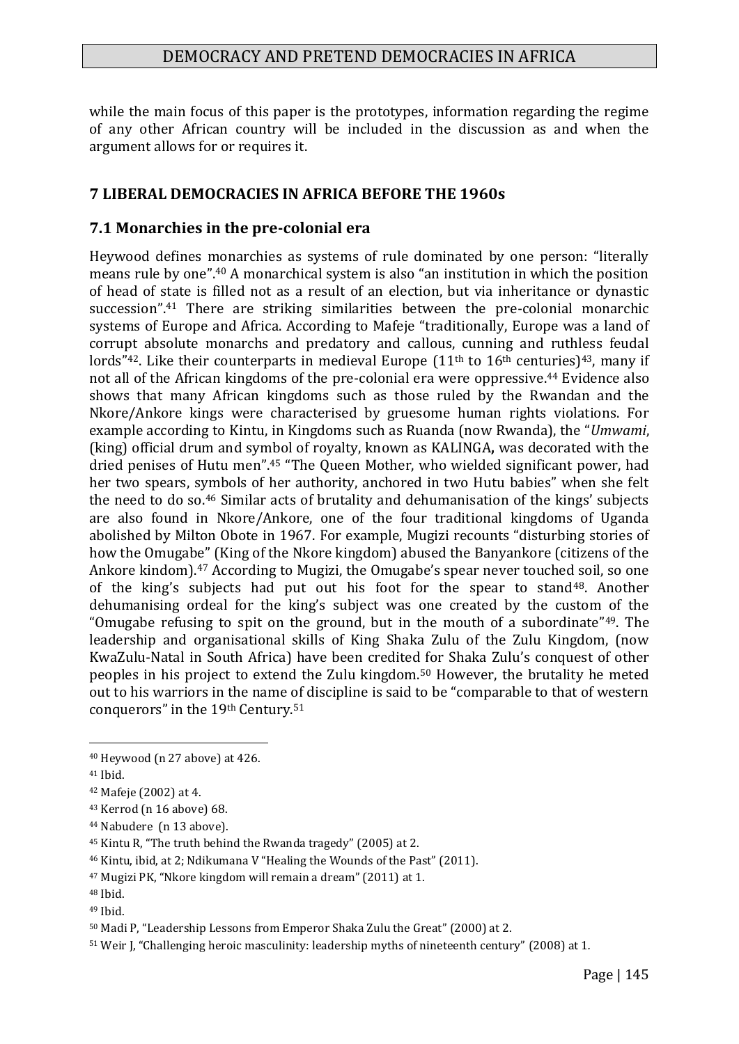while the main focus of this paper is the prototypes, information regarding the regime of any other African country will be included in the discussion as and when the argument allows for or requires it.

## 7 LIBERAL DEMOCRACIES IN AFRICA BEFORE THE 1960s

### 7.1 Monarchies in the pre-colonial era

Heywood defines monarchies as systems of rule dominated by one person: "literally means rule by one".[40] A monarchical system is also "an institution in which the position of head of state is filled not as a result of an election, but via inheritance or dynastic succession".[41] There are striking similarities between the pre-colonial monarchic systems of Europe and Africa. According to Mafeje "traditionally, Europe was a land of corrupt absolute monarchs and predatory and callous, cunning and ruthless feudal lords"[42]. Like their counterparts in medieval Europe (11th to 16th centuries)[43], many if not all of the African kingdoms of the pre-colonial era were oppressive.[44] Evidence also shows that many African kingdoms such as those ruled by the Rwandan and the Nkore/Ankore kings were characterised by gruesome human rights violations. For example according to Kintu, in Kingdoms such as Ruanda (now Rwanda), the "*Umwami*, (king) official drum and symbol of royalty, known as KALINGA**,** was decorated with the dried penises of Hutu men".[45] "The Queen Mother, who wielded significant power, had her two spears, symbols of her authority, anchored in two Hutu babies" when she felt the need to do so.[46] Similar acts of brutality and dehumanisation of the kings' subjects are also found in Nkore/Ankore, one of the four traditional kingdoms of Uganda abolished by Milton Obote in 1967. For example, Mugizi recounts "disturbing stories of how the Omugabe" (King of the Nkore kingdom) abused the Banyankore (citizens of the Ankore kindom).[47] According to Mugizi, the Omugabe's spear never touched soil, so one of the king's subjects had put out his foot for the spear to stand[48]. Another dehumanising ordeal for the king's subject was one created by the custom of the "Omugabe refusing to spit on the ground, but in the mouth of a subordinate"[49]. The leadership and organisational skills of King Shaka Zulu of the Zulu Kingdom, (now KwaZulu-Natal in South Africa) have been credited for Shaka Zulu's conquest of other peoples in his project to extend the Zulu kingdom.[50] However, the brutality he meted out to his warriors in the name of discipline is said to be "comparable to that of western conquerors" in the 19th Century.[51]

---

[40] Heywood (n 27 above) at 426.

[41] Ibid.

[42] Mafeje (2002) at 4.

[43] Kerrod (n 16 above) 68.

[44] Nabudere (n 13 above).

[45] Kintu R, "The truth behind the Rwanda tragedy" (2005) at 2.

[46] Kintu, ibid, at 2; Ndikumana V "Healing the Wounds of the Past" (2011).

[47] Mugizi PK, "Nkore kingdom will remain a dream" (2011) at 1.

[48] Ibid.

[49] Ibid.

[50] Madi P, "Leadership Lessons from Emperor Shaka Zulu the Great" (2000) at 2.

[51] Weir J, "Challenging heroic masculinity: leadership myths of nineteenth century" (2008) at 1.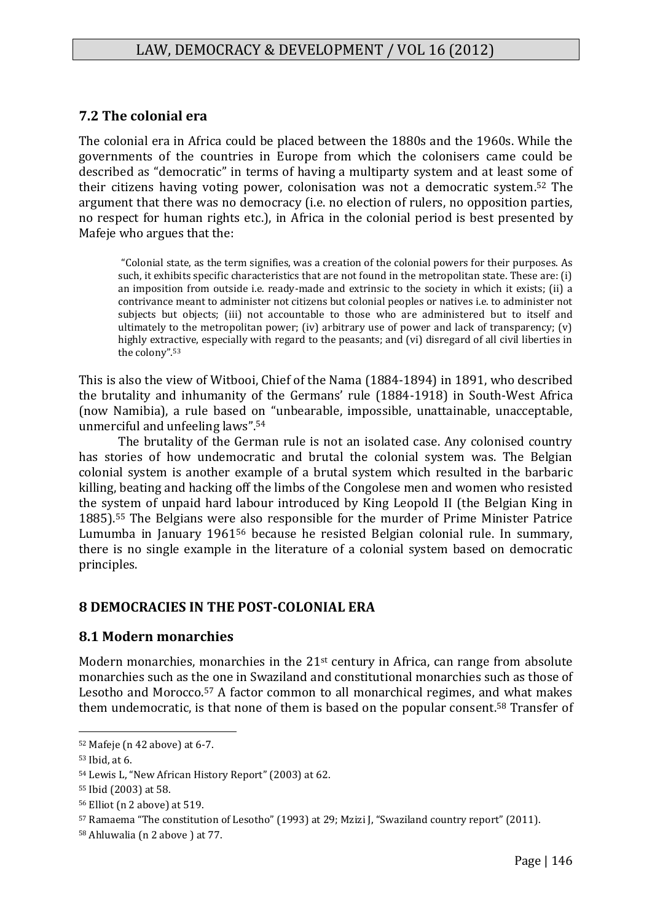### 7.2 The colonial era

The colonial era in Africa could be placed between the 1880s and the 1960s. While the governments of the countries in Europe from which the colonisers came could be described as "democratic" in terms of having a multiparty system and at least some of their citizens having voting power, colonisation was not a democratic system.[52] The argument that there was no democracy (i.e. no election of rulers, no opposition parties, no respect for human rights etc.), in Africa in the colonial period is best presented by Mafeje who argues that the:

> "Colonial state, as the term signifies, was a creation of the colonial powers for their purposes. As such, it exhibits specific characteristics that are not found in the metropolitan state. These are: (i) an imposition from outside i.e. ready-made and extrinsic to the society in which it exists; (ii) a contrivance meant to administer not citizens but colonial peoples or natives i.e. to administer not subjects but objects; (iii) not accountable to those who are administered but to itself and ultimately to the metropolitan power; (iv) arbitrary use of power and lack of transparency; (v) highly extractive, especially with regard to the peasants; and (vi) disregard of all civil liberties in the colony".[53]

This is also the view of Witbooi, Chief of the Nama (1884-1894) in 1891, who described the brutality and inhumanity of the Germans' rule (1884-1918) in South-West Africa (now Namibia), a rule based on "unbearable, impossible, unattainable, unacceptable, unmerciful and unfeeling laws".[54]

The brutality of the German rule is not an isolated case. Any colonised country has stories of how undemocratic and brutal the colonial system was. The Belgian colonial system is another example of a brutal system which resulted in the barbaric killing, beating and hacking off the limbs of the Congolese men and women who resisted the system of unpaid hard labour introduced by King Leopold II (the Belgian King in 1885).[55] The Belgians were also responsible for the murder of Prime Minister Patrice Lumumba in January 1961[56] because he resisted Belgian colonial rule. In summary, there is no single example in the literature of a colonial system based on democratic principles.

## 8 DEMOCRACIES IN THE POST-COLONIAL ERA

### 8.1 Modern monarchies

Modern monarchies, monarchies in the 21st century in Africa, can range from absolute monarchies such as the one in Swaziland and constitutional monarchies such as those of Lesotho and Morocco.[57] A factor common to all monarchical regimes, and what makes them undemocratic, is that none of them is based on the popular consent.[58] Transfer of

---

[52] Mafeje (n 42 above) at 6-7.

[53] Ibid, at 6.

[54] Lewis L, "New African History Report" (2003) at 62.

[55] Ibid (2003) at 58.

[56] Elliot (n 2 above) at 519.

[57] Ramaema "The constitution of Lesotho" (1993) at 29; Mzizi J, "Swaziland country report" (2011).

[58] Ahluwalia (n 2 above ) at 77.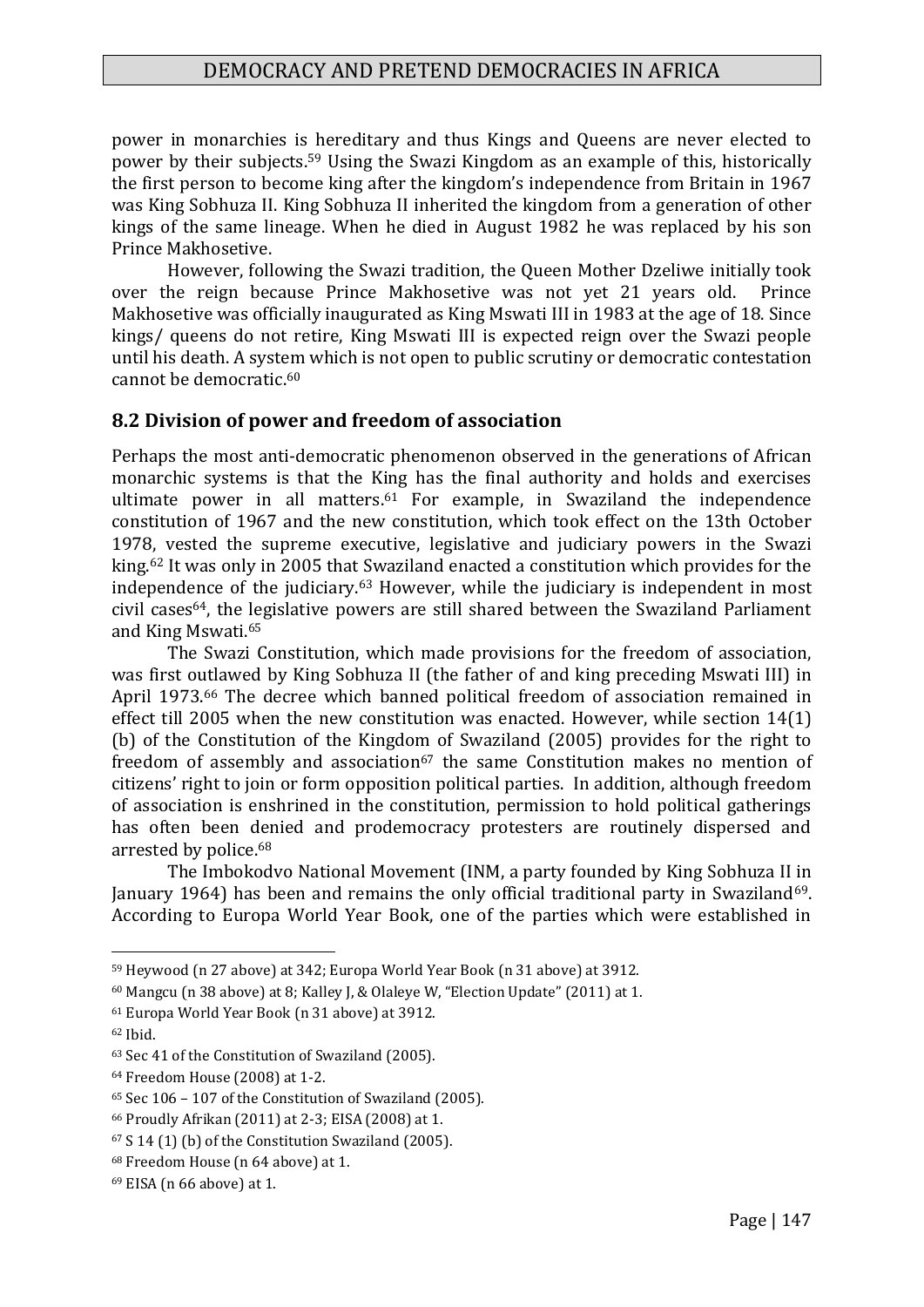power in monarchies is hereditary and thus Kings and Queens are never elected to power by their subjects.[59] Using the Swazi Kingdom as an example of this, historically the first person to become king after the kingdom's independence from Britain in 1967 was King Sobhuza II. King Sobhuza II inherited the kingdom from a generation of other kings of the same lineage. When he died in August 1982 he was replaced by his son Prince Makhosetive.

However, following the Swazi tradition, the Queen Mother Dzeliwe initially took over the reign because Prince Makhosetive was not yet 21 years old. Prince Makhosetive was officially inaugurated as King Mswati III in 1983 at the age of 18. Since kings/ queens do not retire, King Mswati III is expected reign over the Swazi people until his death. A system which is not open to public scrutiny or democratic contestation cannot be democratic.[60]

## 8.2 Division of power and freedom of association

Perhaps the most anti-democratic phenomenon observed in the generations of African monarchic systems is that the King has the final authority and holds and exercises ultimate power in all matters.[61] For example, in Swaziland the independence constitution of 1967 and the new constitution, which took effect on the 13th October 1978, vested the supreme executive, legislative and judiciary powers in the Swazi king.[62] It was only in 2005 that Swaziland enacted a constitution which provides for the independence of the judiciary.[63] However, while the judiciary is independent in most civil cases[64], the legislative powers are still shared between the Swaziland Parliament and King Mswati.[65]

The Swazi Constitution, which made provisions for the freedom of association, was first outlawed by King Sobhuza II (the father of and king preceding Mswati III) in April 1973.[66] The decree which banned political freedom of association remained in effect till 2005 when the new constitution was enacted. However, while section 14(1) (b) of the Constitution of the Kingdom of Swaziland (2005) provides for the right to freedom of assembly and association[67] the same Constitution makes no mention of citizens' right to join or form opposition political parties. In addition, although freedom of association is enshrined in the constitution, permission to hold political gatherings has often been denied and prodemocracy protesters are routinely dispersed and arrested by police.[68]

The Imbokodvo National Movement (INM, a party founded by King Sobhuza II in January 1964) has been and remains the only official traditional party in Swaziland[69]. According to Europa World Year Book, one of the parties which were established in

---

[59] Heywood (n 27 above) at 342; Europa World Year Book (n 31 above) at 3912.

[60] Mangcu (n 38 above) at 8; Kalley J, & Olaleye W, "Election Update" (2011) at 1.

[61] Europa World Year Book (n 31 above) at 3912.

[62] Ibid.

[63] Sec 41 of the Constitution of Swaziland (2005).

[64] Freedom House (2008) at 1-2.

[65] Sec 106 – 107 of the Constitution of Swaziland (2005).

[66] Proudly Afrikan (2011) at 2-3; EISA (2008) at 1.

[67] S 14 (1) (b) of the Constitution Swaziland (2005).

[68] Freedom House (n 64 above) at 1.

[69] EISA (n 66 above) at 1.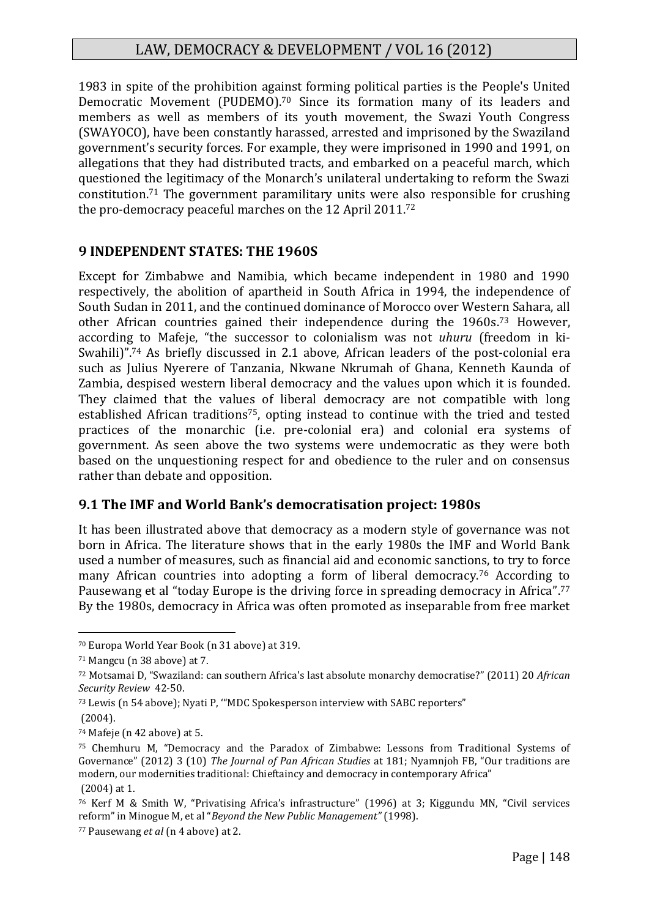1983 in spite of the prohibition against forming political parties is the People's United Democratic Movement (PUDEMO).[70] Since its formation many of its leaders and members as well as members of its youth movement, the Swazi Youth Congress (SWAYOCO), have been constantly harassed, arrested and imprisoned by the Swaziland government's security forces. For example, they were imprisoned in 1990 and 1991, on allegations that they had distributed tracts, and embarked on a peaceful march, which questioned the legitimacy of the Monarch's unilateral undertaking to reform the Swazi constitution.[71] The government paramilitary units were also responsible for crushing the pro-democracy peaceful marches on the 12 April 2011.[72]

## 9 INDEPENDENT STATES: THE 1960S

Except for Zimbabwe and Namibia, which became independent in 1980 and 1990 respectively, the abolition of apartheid in South Africa in 1994, the independence of South Sudan in 2011, and the continued dominance of Morocco over Western Sahara, all other African countries gained their independence during the 1960s.[73] However, according to Mafeje, "the successor to colonialism was not *uhuru* (freedom in ki-Swahili)".[74] As briefly discussed in 2.1 above, African leaders of the post-colonial era such as Julius Nyerere of Tanzania, Nkwane Nkrumah of Ghana, Kenneth Kaunda of Zambia, despised western liberal democracy and the values upon which it is founded. They claimed that the values of liberal democracy are not compatible with long established African traditions[75], opting instead to continue with the tried and tested practices of the monarchic (i.e. pre-colonial era) and colonial era systems of government. As seen above the two systems were undemocratic as they were both based on the unquestioning respect for and obedience to the ruler and on consensus rather than debate and opposition.

### 9.1 The IMF and World Bank's democratisation project: 1980s

It has been illustrated above that democracy as a modern style of governance was not born in Africa. The literature shows that in the early 1980s the IMF and World Bank used a number of measures, such as financial aid and economic sanctions, to try to force many African countries into adopting a form of liberal democracy.[76] According to Pausewang et al "today Europe is the driving force in spreading democracy in Africa".[77] By the 1980s, democracy in Africa was often promoted as inseparable from free market

---

[70] Europa World Year Book (n 31 above) at 319.

[71] Mangcu (n 38 above) at 7.

[72] Motsamai D, "Swaziland: can southern Africa's last absolute monarchy democratise?" (2011) 20 *African Security Review* 42-50.

[73] Lewis (n 54 above); Nyati P, '"MDC Spokesperson interview with SABC reporters" (2004).

[74] Mafeje (n 42 above) at 5.

[75] Chemhuru M, "Democracy and the Paradox of Zimbabwe: Lessons from Traditional Systems of Governance" (2012) 3 (10) *The Journal of Pan African Studies* at 181; Nyamnjoh FB, "Our traditions are modern, our modernities traditional: Chieftaincy and democracy in contemporary Africa" (2004) at 1.

[76] Kerf M & Smith W, "Privatising Africa's infrastructure" (1996) at 3; Kiggundu MN, "Civil services reform" in Minogue M, et al "*Beyond the New Public Management"* (1998).

[77] Pausewang *et al* (n 4 above) at 2.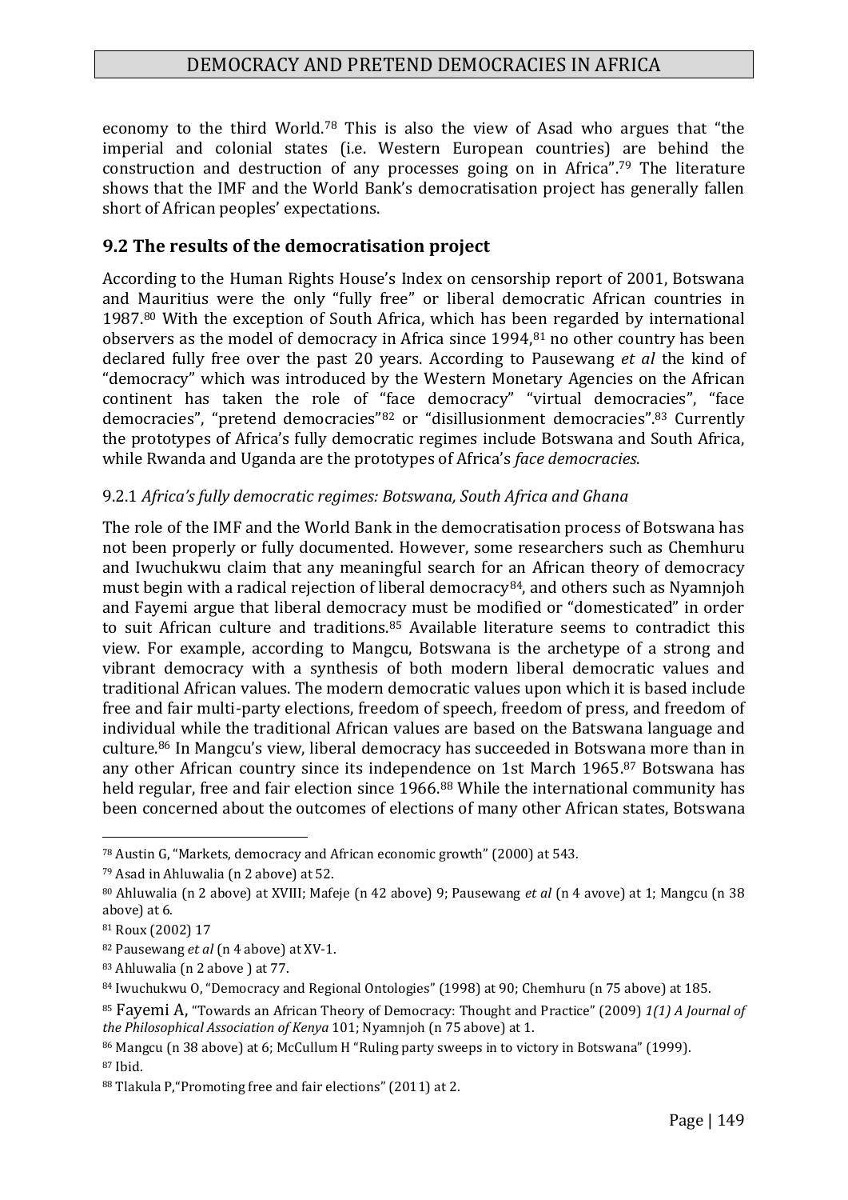economy to the third World.[78] This is also the view of Asad who argues that "the imperial and colonial states (i.e. Western European countries) are behind the construction and destruction of any processes going on in Africa".[79] The literature shows that the IMF and the World Bank's democratisation project has generally fallen short of African peoples' expectations.

## 9.2 The results of the democratisation project

According to the Human Rights House's Index on censorship report of 2001, Botswana and Mauritius were the only "fully free" or liberal democratic African countries in 1987.[80] With the exception of South Africa, which has been regarded by international observers as the model of democracy in Africa since 1994,[81] no other country has been declared fully free over the past 20 years. According to Pausewang *et al* the kind of "democracy" which was introduced by the Western Monetary Agencies on the African continent has taken the role of "face democracy" "virtual democracies", "face democracies", "pretend democracies"[82] or "disillusionment democracies".[83] Currently the prototypes of Africa's fully democratic regimes include Botswana and South Africa, while Rwanda and Uganda are the prototypes of Africa's *face democracies*.

### 9.2.1 *Africa's fully democratic regimes: Botswana, South Africa and Ghana*

The role of the IMF and the World Bank in the democratisation process of Botswana has not been properly or fully documented. However, some researchers such as Chemhuru and Iwuchukwu claim that any meaningful search for an African theory of democracy must begin with a radical rejection of liberal democracy[84], and others such as Nyamnjoh and Fayemi argue that liberal democracy must be modified or "domesticated" in order to suit African culture and traditions.[85] Available literature seems to contradict this view. For example, according to Mangcu, Botswana is the archetype of a strong and vibrant democracy with a synthesis of both modern liberal democratic values and traditional African values. The modern democratic values upon which it is based include free and fair multi-party elections, freedom of speech, freedom of press, and freedom of individual while the traditional African values are based on the Batswana language and culture.[86] In Mangcu's view, liberal democracy has succeeded in Botswana more than in any other African country since its independence on 1st March 1965.[87] Botswana has held regular, free and fair election since 1966.[88] While the international community has been concerned about the outcomes of elections of many other African states, Botswana

---

[78] Austin G, "Markets, democracy and African economic growth" (2000) at 543.

[79] Asad in Ahluwalia (n 2 above) at 52.

[80] Ahluwalia (n 2 above) at XVIII; Mafeje (n 42 above) 9; Pausewang *et al* (n 4 avove) at 1; Mangcu (n 38 above) at 6.

[81] Roux (2002) 17

[82] Pausewang *et al* (n 4 above) at XV-1.

[83] Ahluwalia (n 2 above ) at 77.

[84] Iwuchukwu O, "Democracy and Regional Ontologies" (1998) at 90; Chemhuru (n 75 above) at 185.

[85] Fayemi A, "Towards an African Theory of Democracy: Thought and Practice" (2009) *1(1) A Journal of the Philosophical Association of Kenya* 101; Nyamnjoh (n 75 above) at 1.

[86] Mangcu (n 38 above) at 6; McCullum H "Ruling party sweeps in to victory in Botswana" (1999).

[87] Ibid.

[88] Tlakula P,"Promoting free and fair elections" (2011) at 2.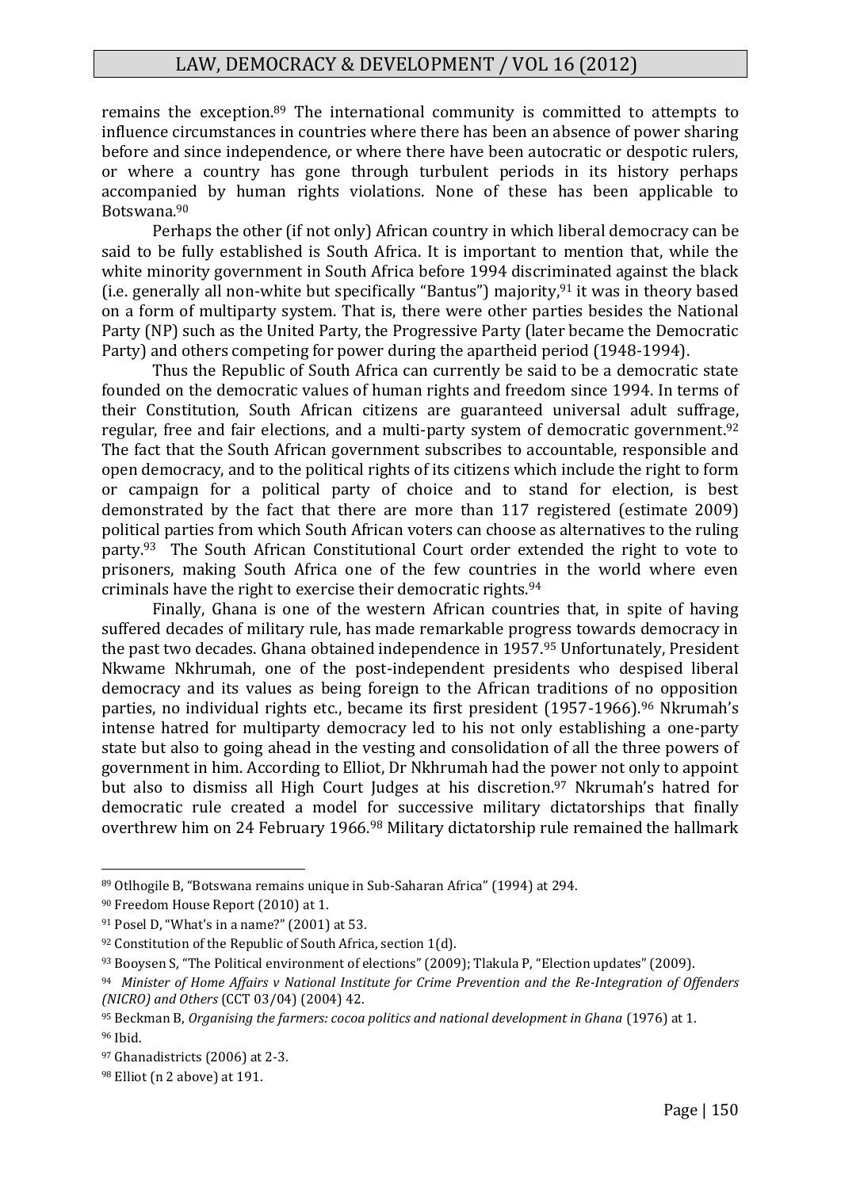remains the exception.[89] The international community is committed to attempts to influence circumstances in countries where there has been an absence of power sharing before and since independence, or where there have been autocratic or despotic rulers, or where a country has gone through turbulent periods in its history perhaps accompanied by human rights violations. None of these has been applicable to Botswana.[90]

Perhaps the other (if not only) African country in which liberal democracy can be said to be fully established is South Africa. It is important to mention that, while the white minority government in South Africa before 1994 discriminated against the black (i.e. generally all non-white but specifically "Bantus") majority,[91] it was in theory based on a form of multiparty system. That is, there were other parties besides the National Party (NP) such as the United Party, the Progressive Party (later became the Democratic Party) and others competing for power during the apartheid period (1948-1994).

Thus the Republic of South Africa can currently be said to be a democratic state founded on the democratic values of human rights and freedom since 1994. In terms of their Constitution, South African citizens are guaranteed universal adult suffrage, regular, free and fair elections, and a multi-party system of democratic government.[92] The fact that the South African government subscribes to accountable, responsible and open democracy, and to the political rights of its citizens which include the right to form or campaign for a political party of choice and to stand for election, is best demonstrated by the fact that there are more than 117 registered (estimate 2009) political parties from which South African voters can choose as alternatives to the ruling party.[93] The South African Constitutional Court order extended the right to vote to prisoners, making South Africa one of the few countries in the world where even criminals have the right to exercise their democratic rights.[94]

Finally, Ghana is one of the western African countries that, in spite of having suffered decades of military rule, has made remarkable progress towards democracy in the past two decades. Ghana obtained independence in 1957.[95] Unfortunately, President Nkwame Nkhrumah, one of the post-independent presidents who despised liberal democracy and its values as being foreign to the African traditions of no opposition parties, no individual rights etc., became its first president (1957-1966).[96] Nkrumah's intense hatred for multiparty democracy led to his not only establishing a one-party state but also to going ahead in the vesting and consolidation of all the three powers of government in him. According to Elliot, Dr Nkhrumah had the power not only to appoint but also to dismiss all High Court Judges at his discretion.[97] Nkrumah's hatred for democratic rule created a model for successive military dictatorships that finally overthrew him on 24 February 1966.[98] Military dictatorship rule remained the hallmark

---

[89] Otlhogile B, "Botswana remains unique in Sub-Saharan Africa" (1994) at 294.

[90] Freedom House Report (2010) at 1.

[91] Posel D, "What's in a name?" (2001) at 53.

[92] Constitution of the Republic of South Africa, section 1(d).

[93] Booysen S, "The Political environment of elections" (2009); Tlakula P, "Election updates" (2009).

[94] *Minister of Home Affairs v National Institute for Crime Prevention and the Re-Integration of Offenders (NICRO) and Others* (CCT 03/04) (2004) 42.

[95] Beckman B, *Organising the farmers: cocoa politics and national development in Ghana* (1976) at 1.

[96] Ibid.

[97] Ghanadistricts (2006) at 2-3.

[98] Elliot (n 2 above) at 191.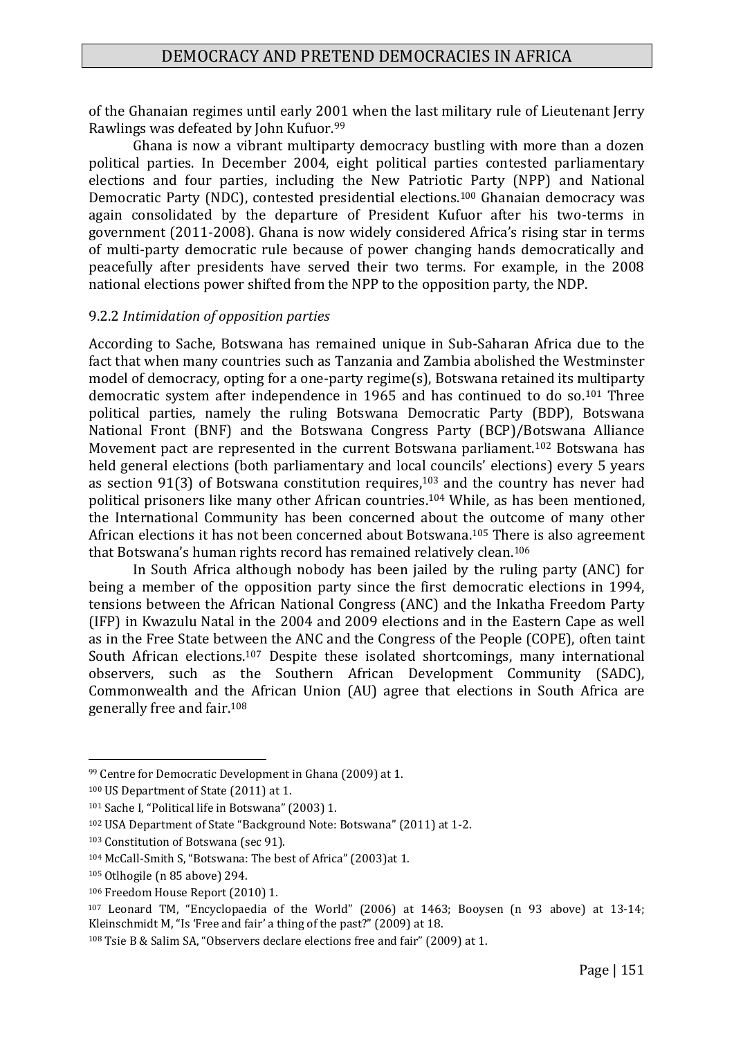of the Ghanaian regimes until early 2001 when the last military rule of Lieutenant Jerry Rawlings was defeated by John Kufuor.[99]

Ghana is now a vibrant multiparty democracy bustling with more than a dozen political parties. In December 2004, eight political parties contested parliamentary elections and four parties, including the New Patriotic Party (NPP) and National Democratic Party (NDC), contested presidential elections.[100] Ghanaian democracy was again consolidated by the departure of President Kufuor after his two-terms in government (2011-2008). Ghana is now widely considered Africa's rising star in terms of multi-party democratic rule because of power changing hands democratically and peacefully after presidents have served their two terms. For example, in the 2008 national elections power shifted from the NPP to the opposition party, the NDP.

9.2.2 *Intimidation of opposition parties*

According to Sache, Botswana has remained unique in Sub-Saharan Africa due to the fact that when many countries such as Tanzania and Zambia abolished the Westminster model of democracy, opting for a one-party regime(s), Botswana retained its multiparty democratic system after independence in 1965 and has continued to do so.[101] Three political parties, namely the ruling Botswana Democratic Party (BDP), Botswana National Front (BNF) and the Botswana Congress Party (BCP)/Botswana Alliance Movement pact are represented in the current Botswana parliament.[102] Botswana has held general elections (both parliamentary and local councils' elections) every 5 years as section 91(3) of Botswana constitution requires,[103] and the country has never had political prisoners like many other African countries.[104] While, as has been mentioned, the International Community has been concerned about the outcome of many other African elections it has not been concerned about Botswana.[105] There is also agreement that Botswana's human rights record has remained relatively clean.[106]

In South Africa although nobody has been jailed by the ruling party (ANC) for being a member of the opposition party since the first democratic elections in 1994, tensions between the African National Congress (ANC) and the Inkatha Freedom Party (IFP) in Kwazulu Natal in the 2004 and 2009 elections and in the Eastern Cape as well as in the Free State between the ANC and the Congress of the People (COPE), often taint South African elections.[107] Despite these isolated shortcomings, many international observers, such as the Southern African Development Community (SADC), Commonwealth and the African Union (AU) agree that elections in South Africa are generally free and fair.[108]

---

[99] Centre for Democratic Development in Ghana (2009) at 1.

[100] US Department of State (2011) at 1.

[101] Sache I, "Political life in Botswana" (2003) 1.

[102] USA Department of State "Background Note: Botswana" (2011) at 1-2.

[103] Constitution of Botswana (sec 91).

[104] McCall-Smith S, "Botswana: The best of Africa" (2003)at 1.

[105] Otlhogile (n 85 above) 294.

[106] Freedom House Report (2010) 1.

[107] Leonard TM, "Encyclopaedia of the World" (2006) at 1463; Booysen (n 93 above) at 13-14; Kleinschmidt M, "Is 'Free and fair' a thing of the past?" (2009) at 18.

[108] Tsie B & Salim SA, "Observers declare elections free and fair" (2009) at 1.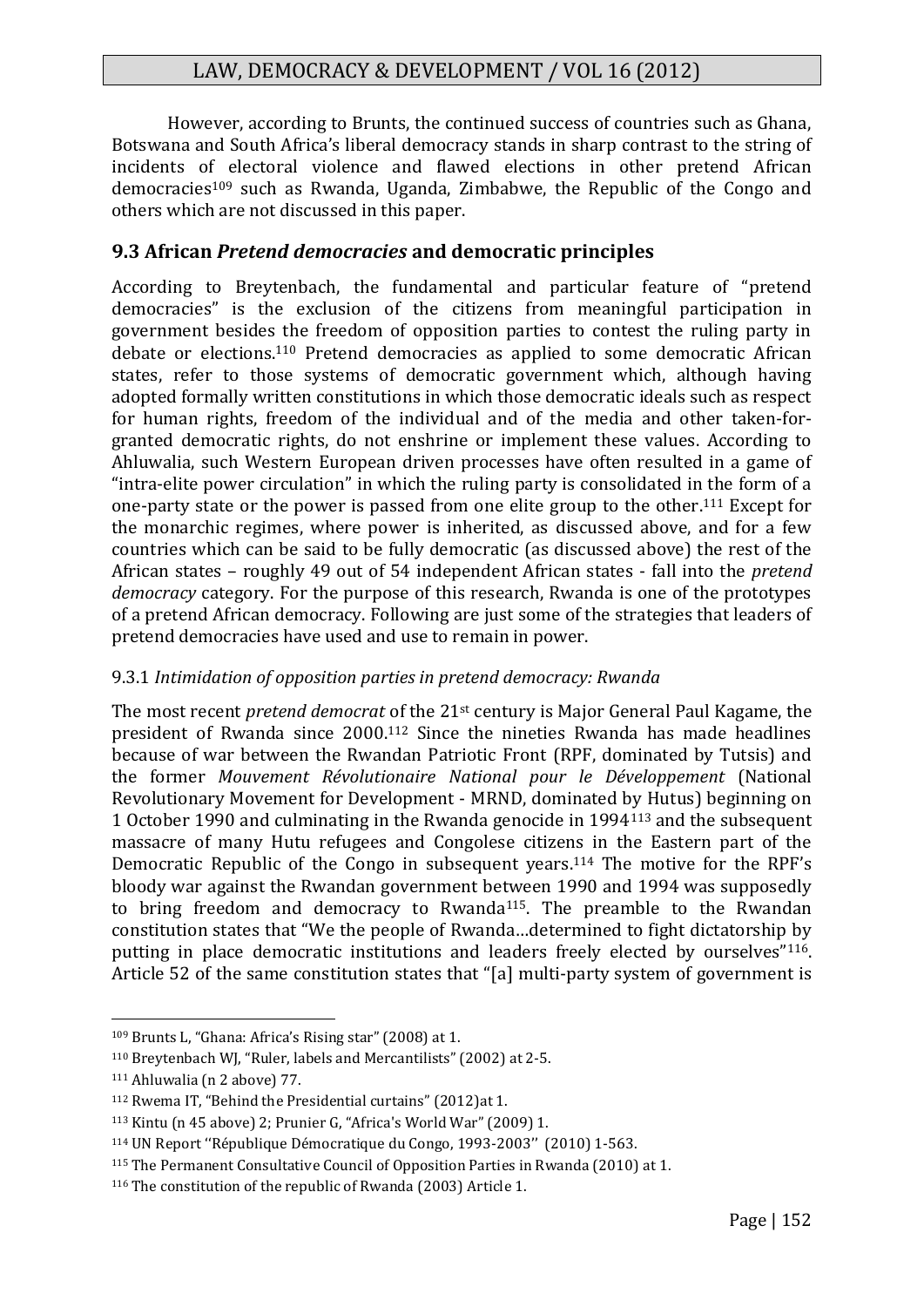However, according to Brunts, the continued success of countries such as Ghana, Botswana and South Africa's liberal democracy stands in sharp contrast to the string of incidents of electoral violence and flawed elections in other pretend African democracies[109] such as Rwanda, Uganda, Zimbabwe, the Republic of the Congo and others which are not discussed in this paper.

## 9.3 African *Pretend democracies* and democratic principles

According to Breytenbach, the fundamental and particular feature of "pretend democracies" is the exclusion of the citizens from meaningful participation in government besides the freedom of opposition parties to contest the ruling party in debate or elections.[110] Pretend democracies as applied to some democratic African states, refer to those systems of democratic government which, although having adopted formally written constitutions in which those democratic ideals such as respect for human rights, freedom of the individual and of the media and other taken-for-granted democratic rights, do not enshrine or implement these values. According to Ahluwalia, such Western European driven processes have often resulted in a game of "intra-elite power circulation" in which the ruling party is consolidated in the form of a one-party state or the power is passed from one elite group to the other.[111] Except for the monarchic regimes, where power is inherited, as discussed above, and for a few countries which can be said to be fully democratic (as discussed above) the rest of the African states – roughly 49 out of 54 independent African states - fall into the *pretend democracy* category. For the purpose of this research, Rwanda is one of the prototypes of a pretend African democracy. Following are just some of the strategies that leaders of pretend democracies have used and use to remain in power.

### 9.3.1 *Intimidation of opposition parties in pretend democracy: Rwanda*

The most recent *pretend democrat* of the 21st century is Major General Paul Kagame, the president of Rwanda since 2000.[112] Since the nineties Rwanda has made headlines because of war between the Rwandan Patriotic Front (RPF, dominated by Tutsis) and the former *Mouvement Révolutionaire National pour le Développement* (National Revolutionary Movement for Development - MRND, dominated by Hutus) beginning on 1 October 1990 and culminating in the Rwanda genocide in 1994[113] and the subsequent massacre of many Hutu refugees and Congolese citizens in the Eastern part of the Democratic Republic of the Congo in subsequent years.[114] The motive for the RPF's bloody war against the Rwandan government between 1990 and 1994 was supposedly to bring freedom and democracy to Rwanda[115]. The preamble to the Rwandan constitution states that "We the people of Rwanda…determined to fight dictatorship by putting in place democratic institutions and leaders freely elected by ourselves"[116]. Article 52 of the same constitution states that "[a] multi-party system of government is

---

[109] Brunts L, "Ghana: Africa's Rising star" (2008) at 1.

[110] Breytenbach WJ, "Ruler, labels and Mercantilists" (2002) at 2-5.

[111] Ahluwalia (n 2 above) 77.

[112] Rwema IT, "Behind the Presidential curtains" (2012)at 1.

[113] Kintu (n 45 above) 2; Prunier G, "Africa's World War" (2009) 1.

[114] UN Report ''République Démocratique du Congo, 1993-2003'' (2010) 1-563.

[115] The Permanent Consultative Council of Opposition Parties in Rwanda (2010) at 1.

[116] The constitution of the republic of Rwanda (2003) Article 1.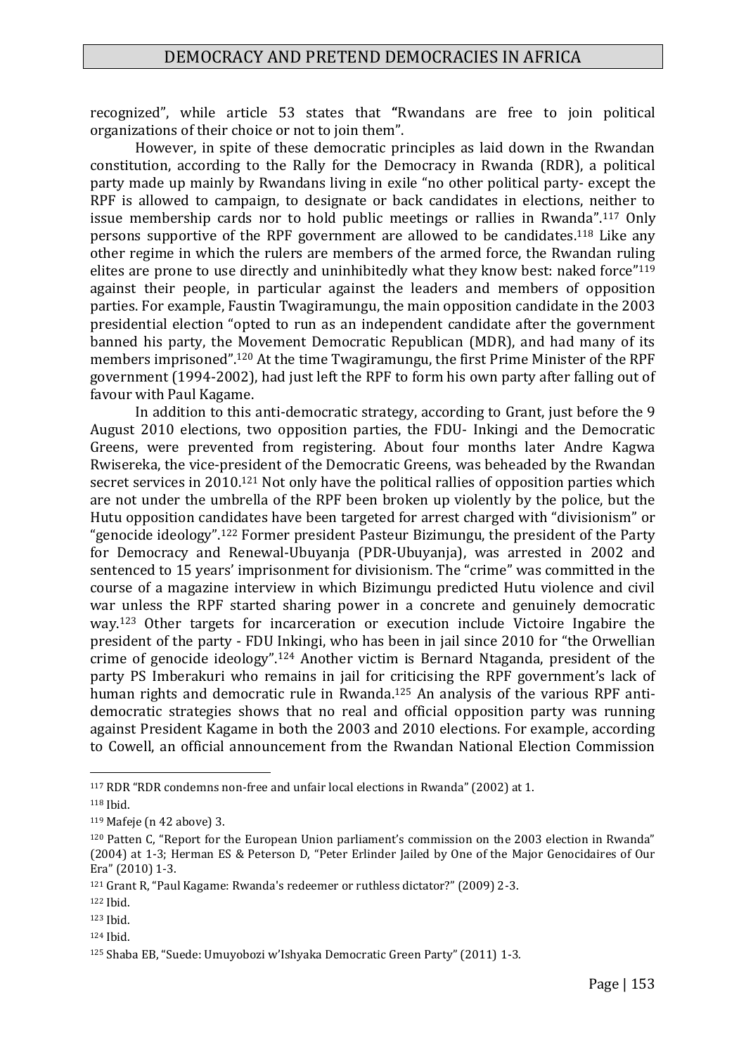recognized", while article 53 states that "Rwandans are free to join political organizations of their choice or not to join them".

However, in spite of these democratic principles as laid down in the Rwandan constitution, according to the Rally for the Democracy in Rwanda (RDR), a political party made up mainly by Rwandans living in exile "no other political party- except the RPF is allowed to campaign, to designate or back candidates in elections, neither to issue membership cards nor to hold public meetings or rallies in Rwanda".[117] Only persons supportive of the RPF government are allowed to be candidates.[118] Like any other regime in which the rulers are members of the armed force, the Rwandan ruling elites are prone to use directly and uninhibitedly what they know best: naked force"[119] against their people, in particular against the leaders and members of opposition parties. For example, Faustin Twagiramungu, the main opposition candidate in the 2003 presidential election "opted to run as an independent candidate after the government banned his party, the Movement Democratic Republican (MDR), and had many of its members imprisoned".[120] At the time Twagiramungu, the first Prime Minister of the RPF government (1994-2002), had just left the RPF to form his own party after falling out of favour with Paul Kagame.

In addition to this anti-democratic strategy, according to Grant, just before the 9 August 2010 elections, two opposition parties, the FDU- Inkingi and the Democratic Greens, were prevented from registering. About four months later Andre Kagwa Rwisereka, the vice-president of the Democratic Greens, was beheaded by the Rwandan secret services in 2010.[121] Not only have the political rallies of opposition parties which are not under the umbrella of the RPF been broken up violently by the police, but the Hutu opposition candidates have been targeted for arrest charged with "divisionism" or "genocide ideology".[122] Former president Pasteur Bizimungu, the president of the Party for Democracy and Renewal-Ubuyanja (PDR-Ubuyanja), was arrested in 2002 and sentenced to 15 years' imprisonment for divisionism. The "crime" was committed in the course of a magazine interview in which Bizimungu predicted Hutu violence and civil war unless the RPF started sharing power in a concrete and genuinely democratic way.[123] Other targets for incarceration or execution include Victoire Ingabire the president of the party - FDU Inkingi, who has been in jail since 2010 for "the Orwellian crime of genocide ideology".[124] Another victim is Bernard Ntaganda, president of the party PS Imberakuri who remains in jail for criticising the RPF government's lack of human rights and democratic rule in Rwanda.[125] An analysis of the various RPF anti-democratic strategies shows that no real and official opposition party was running against President Kagame in both the 2003 and 2010 elections. For example, according to Cowell, an official announcement from the Rwandan National Election Commission

---

[117] RDR "RDR condemns non-free and unfair local elections in Rwanda" (2002) at 1.

[118] Ibid.

[119] Mafeje (n 42 above) 3.

[120] Patten C, "Report for the European Union parliament's commission on the 2003 election in Rwanda" (2004) at 1-3; Herman ES & Peterson D, "Peter Erlinder Jailed by One of the Major Genocidaires of Our Era" (2010) 1-3.

[121] Grant R, "Paul Kagame: Rwanda's redeemer or ruthless dictator?" (2009) 2-3.

[122] Ibid.

[123] Ibid.

[124] Ibid.

[125] Shaba EB, "Suede: Umuyobozi w'Ishyaka Democratic Green Party" (2011) 1-3.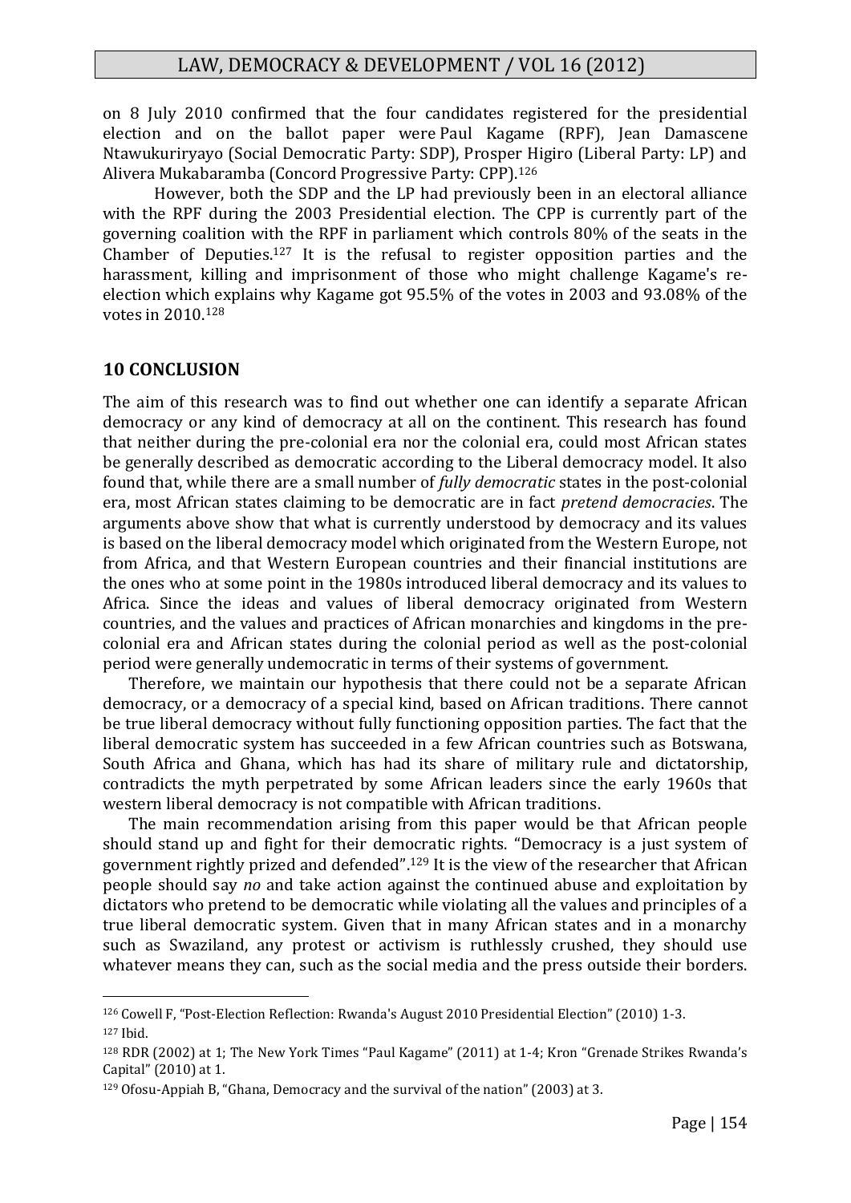on 8 July 2010 confirmed that the four candidates registered for the presidential election and on the ballot paper were Paul Kagame (RPF), Jean Damascene Ntawukuriryayo (Social Democratic Party: SDP), Prosper Higiro (Liberal Party: LP) and Alivera Mukabaramba (Concord Progressive Party: CPP).[126]

However, both the SDP and the LP had previously been in an electoral alliance with the RPF during the 2003 Presidential election. The CPP is currently part of the governing coalition with the RPF in parliament which controls 80% of the seats in the Chamber of Deputies.[127] It is the refusal to register opposition parties and the harassment, killing and imprisonment of those who might challenge Kagame's re-election which explains why Kagame got 95.5% of the votes in 2003 and 93.08% of the votes in 2010.[128]

## 10 CONCLUSION

The aim of this research was to find out whether one can identify a separate African democracy or any kind of democracy at all on the continent. This research has found that neither during the pre-colonial era nor the colonial era, could most African states be generally described as democratic according to the Liberal democracy model. It also found that, while there are a small number of *fully democratic* states in the post-colonial era, most African states claiming to be democratic are in fact *pretend democracies*. The arguments above show that what is currently understood by democracy and its values is based on the liberal democracy model which originated from the Western Europe, not from Africa, and that Western European countries and their financial institutions are the ones who at some point in the 1980s introduced liberal democracy and its values to Africa. Since the ideas and values of liberal democracy originated from Western countries, and the values and practices of African monarchies and kingdoms in the pre-colonial era and African states during the colonial period as well as the post-colonial period were generally undemocratic in terms of their systems of government.

Therefore, we maintain our hypothesis that there could not be a separate African democracy, or a democracy of a special kind, based on African traditions. There cannot be true liberal democracy without fully functioning opposition parties. The fact that the liberal democratic system has succeeded in a few African countries such as Botswana, South Africa and Ghana, which has had its share of military rule and dictatorship, contradicts the myth perpetrated by some African leaders since the early 1960s that western liberal democracy is not compatible with African traditions.

The main recommendation arising from this paper would be that African people should stand up and fight for their democratic rights. "Democracy is a just system of government rightly prized and defended".[129] It is the view of the researcher that African people should say *no* and take action against the continued abuse and exploitation by dictators who pretend to be democratic while violating all the values and principles of a true liberal democratic system. Given that in many African states and in a monarchy such as Swaziland, any protest or activism is ruthlessly crushed, they should use whatever means they can, such as the social media and the press outside their borders.

---

[126] Cowell F, "Post-Election Reflection: Rwanda's August 2010 Presidential Election" (2010) 1-3.

[127] Ibid.

[128] RDR (2002) at 1; The New York Times "Paul Kagame" (2011) at 1-4; Kron "Grenade Strikes Rwanda's Capital" (2010) at 1.

[129] Ofosu-Appiah B, "Ghana, Democracy and the survival of the nation" (2003) at 3.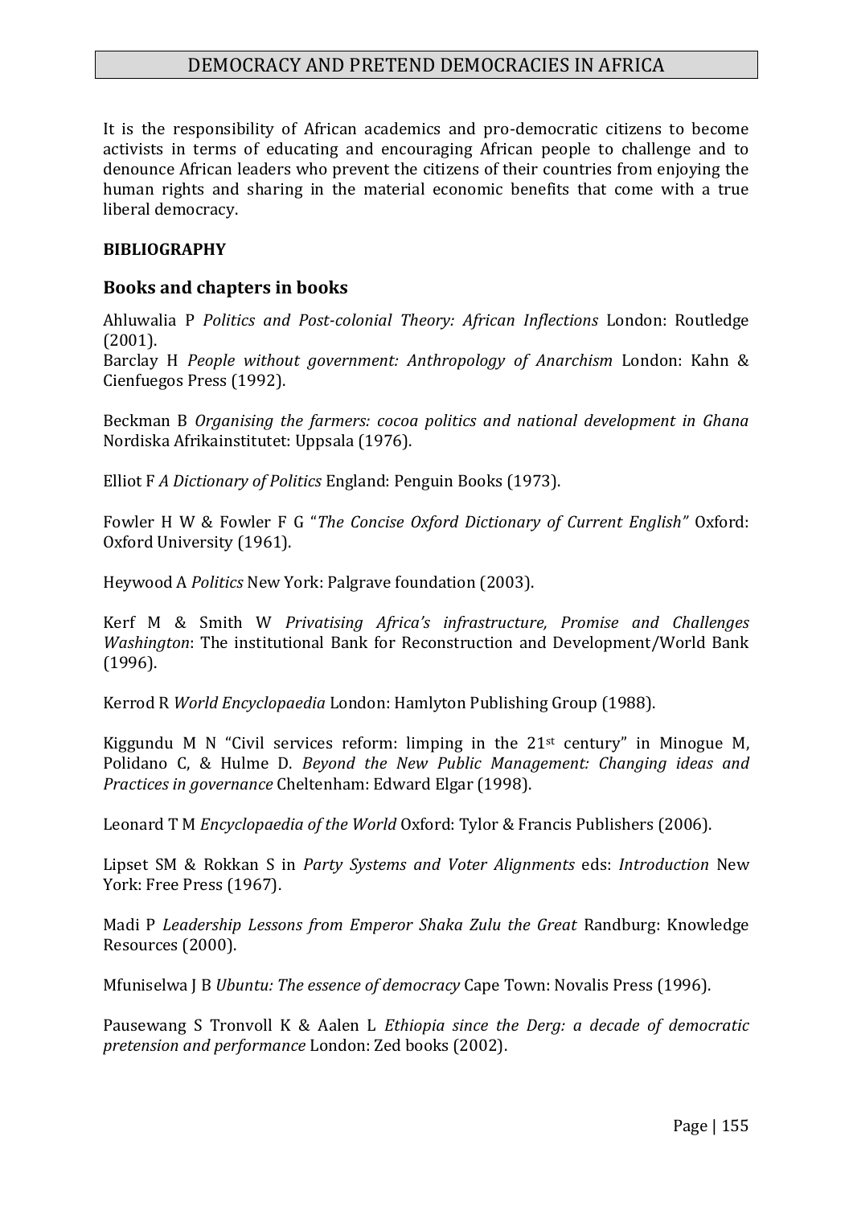It is the responsibility of African academics and pro-democratic citizens to become activists in terms of educating and encouraging African people to challenge and to denounce African leaders who prevent the citizens of their countries from enjoying the human rights and sharing in the material economic benefits that come with a true liberal democracy.

**BIBLIOGRAPHY**

## Books and chapters in books

Ahluwalia P *Politics and Post-colonial Theory: African Inflections* London: Routledge (2001).

Barclay H *People without government: Anthropology of Anarchism* London: Kahn & Cienfuegos Press (1992).

Beckman B *Organising the farmers: cocoa politics and national development in Ghana* Nordiska Afrikainstitutet: Uppsala (1976).

Elliot F *A Dictionary of Politics* England: Penguin Books (1973).

Fowler H W & Fowler F G "*The Concise Oxford Dictionary of Current English*" Oxford: Oxford University (1961).

Heywood A *Politics* New York: Palgrave foundation (2003).

Kerf M & Smith W *Privatising Africa's infrastructure, Promise and Challenges Washington*: The institutional Bank for Reconstruction and Development/World Bank (1996).

Kerrod R *World Encyclopaedia* London: Hamlyton Publishing Group (1988).

Kiggundu M N "Civil services reform: limping in the 21st century" in Minogue M, Polidano C, & Hulme D. *Beyond the New Public Management: Changing ideas and Practices in governance* Cheltenham: Edward Elgar (1998).

Leonard T M *Encyclopaedia of the World* Oxford: Tylor & Francis Publishers (2006).

Lipset SM & Rokkan S in *Party Systems and Voter Alignments* eds: *Introduction* New York: Free Press (1967).

Madi P *Leadership Lessons from Emperor Shaka Zulu the Great* Randburg: Knowledge Resources (2000).

Mfuniselwa J B *Ubuntu: The essence of democracy* Cape Town: Novalis Press (1996).

Pausewang S Tronvoll K & Aalen L *Ethiopia since the Derg: a decade of democratic pretension and performance* London: Zed books (2002).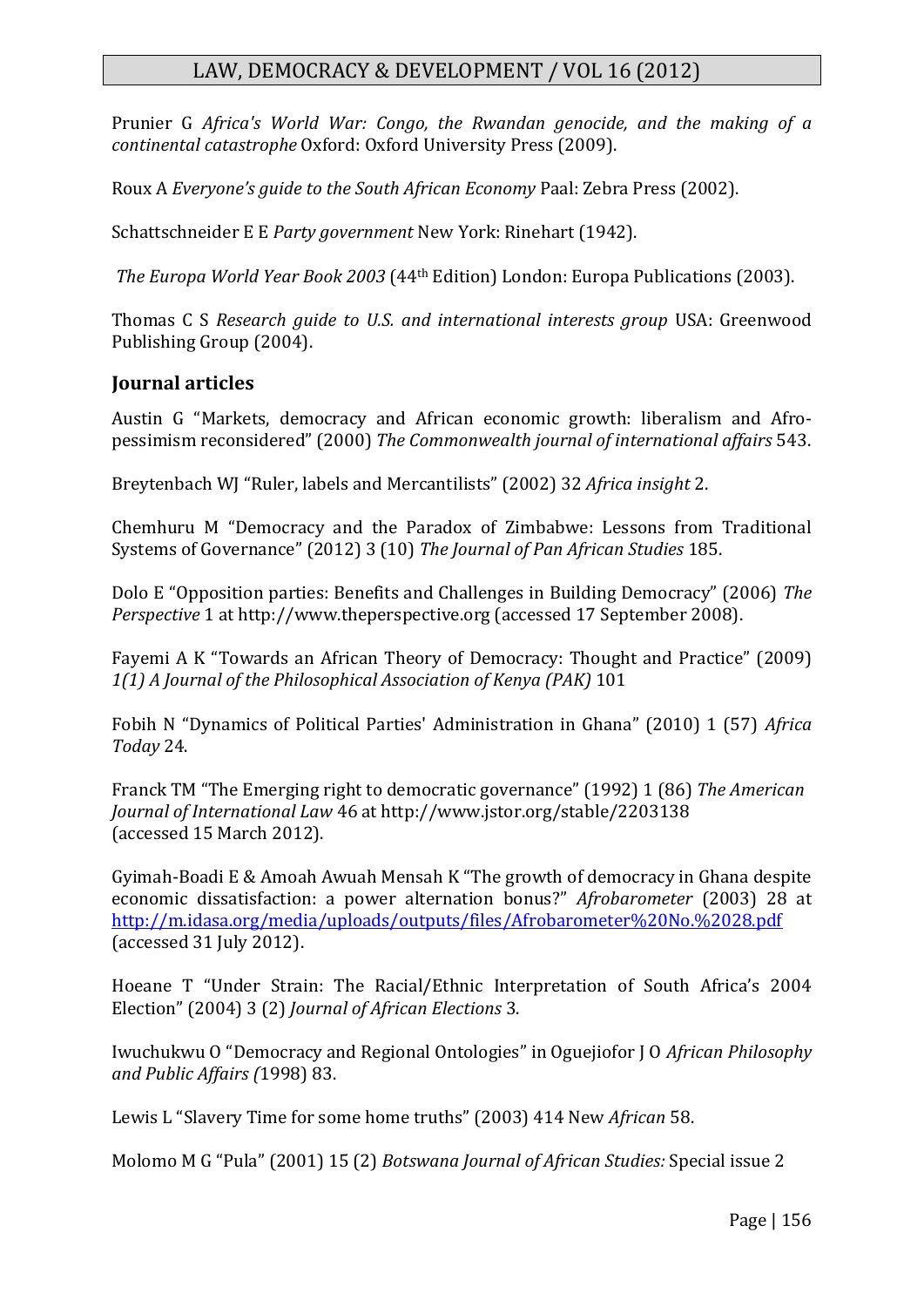Prunier G *Africa's World War: Congo, the Rwandan genocide, and the making of a continental catastrophe* Oxford: Oxford University Press (2009).

Roux A *Everyone's guide to the South African Economy* Paal: Zebra Press (2002).

Schattschneider E E *Party government* New York: Rinehart (1942).

*The Europa World Year Book 2003* (44th Edition) London: Europa Publications (2003).

Thomas C S *Research guide to U.S. and international interests group* USA: Greenwood Publishing Group (2004).

## Journal articles

Austin G "Markets, democracy and African economic growth: liberalism and Afro-pessimism reconsidered" (2000) *The Commonwealth journal of international affairs* 543.

Breytenbach WJ "Ruler, labels and Mercantilists" (2002) 32 *Africa insight* 2.

Chemhuru M "Democracy and the Paradox of Zimbabwe: Lessons from Traditional Systems of Governance" (2012) 3 (10) *The Journal of Pan African Studies* 185.

Dolo E "Opposition parties: Benefits and Challenges in Building Democracy" (2006) *The Perspective* 1 at http://www.theperspective.org (accessed 17 September 2008).

Fayemi A K "Towards an African Theory of Democracy: Thought and Practice" (2009) *1(1) A Journal of the Philosophical Association of Kenya (PAK)* 101

Fobih N "Dynamics of Political Parties' Administration in Ghana" (2010) 1 (57) *Africa Today* 24.

Franck TM "The Emerging right to democratic governance" (1992) 1 (86) *The American Journal of International Law* 46 at http://www.jstor.org/stable/2203138 (accessed 15 March 2012).

Gyimah-Boadi E & Amoah Awuah Mensah K "The growth of democracy in Ghana despite economic dissatisfaction: a power alternation bonus?" *Afrobarometer* (2003) 28 at http://m.idasa.org/media/uploads/outputs/files/Afrobarometer%20No.%2028.pdf (accessed 31 July 2012).

Hoeane T "Under Strain: The Racial/Ethnic Interpretation of South Africa's 2004 Election" (2004) 3 (2) *Journal of African Elections* 3.

Iwuchukwu O "Democracy and Regional Ontologies" in Oguejiofor J O *African Philosophy and Public Affairs (*1998) 83.

Lewis L "Slavery Time for some home truths" (2003) 414 New *African* 58.

Molomo M G "Pula" (2001) 15 (2) *Botswana Journal of African Studies:* Special issue 2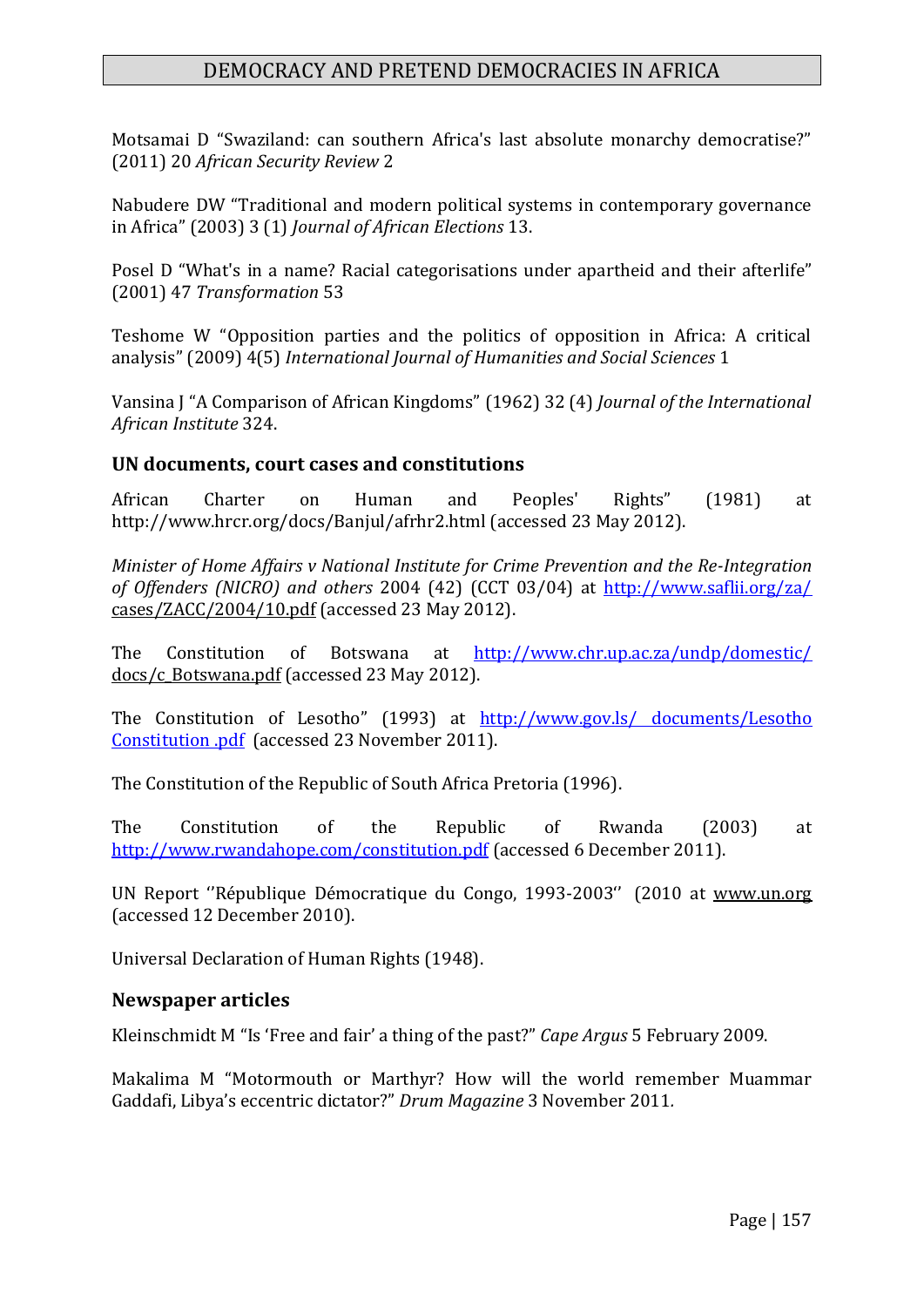Motsamai D “Swaziland: can southern Africa's last absolute monarchy democratise?” (2011) 20 *African Security Review* 2

Nabudere DW “Traditional and modern political systems in contemporary governance in Africa” (2003) 3 (1) *Journal of African Elections* 13.

Posel D “What's in a name? Racial categorisations under apartheid and their afterlife” (2001) 47 *Transformation* 53

Teshome W “Opposition parties and the politics of opposition in Africa: A critical analysis” (2009) 4(5) *International Journal of Humanities and Social Sciences* 1

Vansina J “A Comparison of African Kingdoms” (1962) 32 (4) *Journal of the International African Institute* 324.

### UN documents, court cases and constitutions

African Charter on Human and Peoples' Rights” (1981) at http://www.hrcr.org/docs/Banjul/afrhr2.html (accessed 23 May 2012).

*Minister of Home Affairs v National Institute for Crime Prevention and the Re-Integration of Offenders (NICRO) and others* 2004 (42) (CCT 03/04) at http://www.saflii.org/za/cases/ZACC/2004/10.pdf (accessed 23 May 2012).

The Constitution of Botswana at http://www.chr.up.ac.za/undp/domestic/docs/c_Botswana.pdf (accessed 23 May 2012).

The Constitution of Lesotho” (1993) at http://www.gov.ls/ documents/Lesotho Constitution .pdf (accessed 23 November 2011).

The Constitution of the Republic of South Africa Pretoria (1996).

The Constitution of the Republic of Rwanda (2003) at http://www.rwandahope.com/constitution.pdf (accessed 6 December 2011).

UN Report ‘’République Démocratique du Congo, 1993-2003’’ (2010 at www.un.org (accessed 12 December 2010).

Universal Declaration of Human Rights (1948).

### Newspaper articles

Kleinschmidt M “Is ‘Free and fair’ a thing of the past?” *Cape Argus* 5 February 2009.

Makalima M “Motormouth or Marthyr? How will the world remember Muammar Gaddafi, Libya’s eccentric dictator?” *Drum Magazine* 3 November 2011.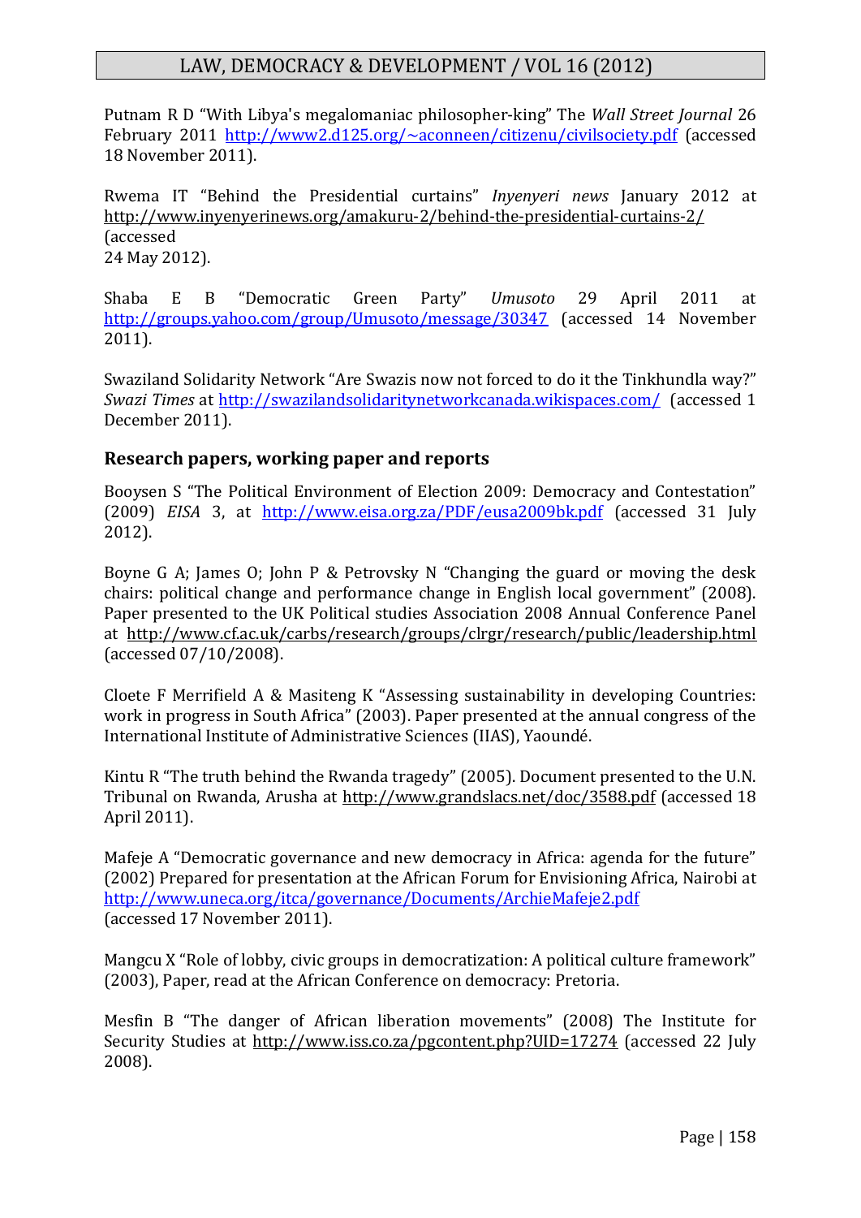Putnam R D "With Libya's megalomaniac philosopher-king" The *Wall Street Journal* 26 February 2011 http://www2.d125.org/~aconneen/citizenu/civilsociety.pdf (accessed 18 November 2011).

Rwema IT "Behind the Presidential curtains" *Inyenyeri news* January 2012 at http://www.inyenyerinews.org/amakuru-2/behind-the-presidential-curtains-2/ (accessed 24 May 2012).

Shaba E B "Democratic Green Party" *Umusoto* 29 April 2011 at http://groups.yahoo.com/group/Umusoto/message/30347 (accessed 14 November 2011).

Swaziland Solidarity Network "Are Swazis now not forced to do it the Tinkhundla way?" *Swazi Times* at http://swazilandsolidaritynetworkcanada.wikispaces.com/ (accessed 1 December 2011).

### Research papers, working paper and reports

Booysen S "The Political Environment of Election 2009: Democracy and Contestation" (2009) *EISA* 3, at http://www.eisa.org.za/PDF/eusa2009bk.pdf (accessed 31 July 2012).

Boyne G A; James O; John P & Petrovsky N "Changing the guard or moving the desk chairs: political change and performance change in English local government" (2008). Paper presented to the UK Political studies Association 2008 Annual Conference Panel at http://www.cf.ac.uk/carbs/research/groups/clrgr/research/public/leadership.html (accessed 07/10/2008).

Cloete F Merrifield A & Masiteng K "Assessing sustainability in developing Countries: work in progress in South Africa" (2003). Paper presented at the annual congress of the International Institute of Administrative Sciences (IIAS), Yaoundé.

Kintu R "The truth behind the Rwanda tragedy" (2005). Document presented to the U.N. Tribunal on Rwanda, Arusha at http://www.grandslacs.net/doc/3588.pdf (accessed 18 April 2011).

Mafeje A "Democratic governance and new democracy in Africa: agenda for the future" (2002) Prepared for presentation at the African Forum for Envisioning Africa, Nairobi at http://www.uneca.org/itca/governance/Documents/ArchieMafeje2.pdf (accessed 17 November 2011).

Mangcu X "Role of lobby, civic groups in democratization: A political culture framework" (2003), Paper, read at the African Conference on democracy: Pretoria.

Mesfin B "The danger of African liberation movements" (2008) The Institute for Security Studies at http://www.iss.co.za/pgcontent.php?UID=17274 (accessed 22 July 2008).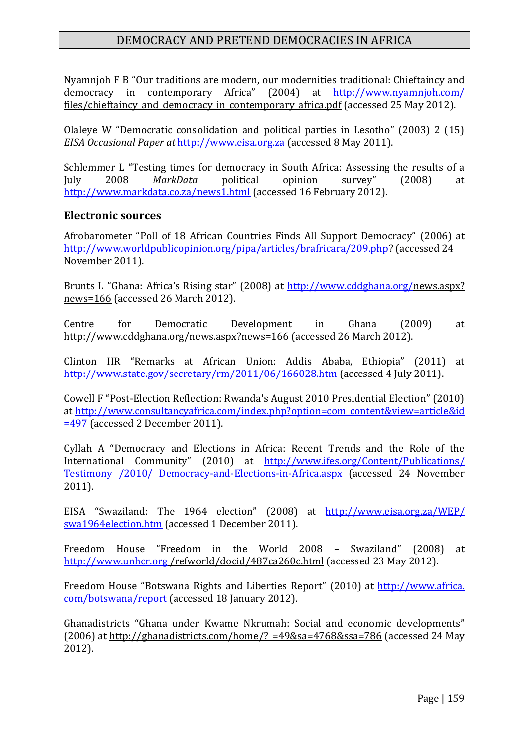Nyamnjoh F B "Our traditions are modern, our modernities traditional: Chieftaincy and democracy in contemporary Africa" (2004) at http://www.nyamnjoh.com/files/chieftaincy_and_democracy_in_contemporary_africa.pdf (accessed 25 May 2012).

Olaleye W "Democratic consolidation and political parties in Lesotho" (2003) 2 (15) *EISA Occasional Paper at* http://www.eisa.org.za (accessed 8 May 2011).

Schlemmer L "Testing times for democracy in South Africa: Assessing the results of a July 2008 *MarkData* political opinion survey" (2008) at http://www.markdata.co.za/news1.html (accessed 16 February 2012).

## Electronic sources

Afrobarometer "Poll of 18 African Countries Finds All Support Democracy" (2006) at http://www.worldpublicopinion.org/pipa/articles/brafricara/209.php? (accessed 24 November 2011).

Brunts L "Ghana: Africa's Rising star" (2008) at http://www.cddghana.org/news.aspx?news=166 (accessed 26 March 2012).

Centre for Democratic Development in Ghana (2009) at http://www.cddghana.org/news.aspx?news=166 (accessed 26 March 2012).

Clinton HR "Remarks at African Union: Addis Ababa, Ethiopia" (2011) at http://www.state.gov/secretary/rm/2011/06/166028.htm (accessed 4 July 2011).

Cowell F "Post-Election Reflection: Rwanda's August 2010 Presidential Election" (2010) at http://www.consultancyafrica.com/index.php?option=com_content&view=article&id=497 (accessed 2 December 2011).

Cyllah A "Democracy and Elections in Africa: Recent Trends and the Role of the International Community" (2010) at http://www.ifes.org/Content/Publications/Testimony /2010/ Democracy-and-Elections-in-Africa.aspx (accessed 24 November 2011).

EISA "Swaziland: The 1964 election" (2008) at http://www.eisa.org.za/WEP/swa1964election.htm (accessed 1 December 2011).

Freedom House "Freedom in the World 2008 – Swaziland" (2008) at http://www.unhcr.org /refworld/docid/487ca260c.html (accessed 23 May 2012).

Freedom House "Botswana Rights and Liberties Report" (2010) at http://www.africa.com/botswana/report (accessed 18 January 2012).

Ghanadistricts "Ghana under Kwame Nkrumah: Social and economic developments" (2006) at http://ghanadistricts.com/home/?_=49&sa=4768&ssa=786 (accessed 24 May 2012).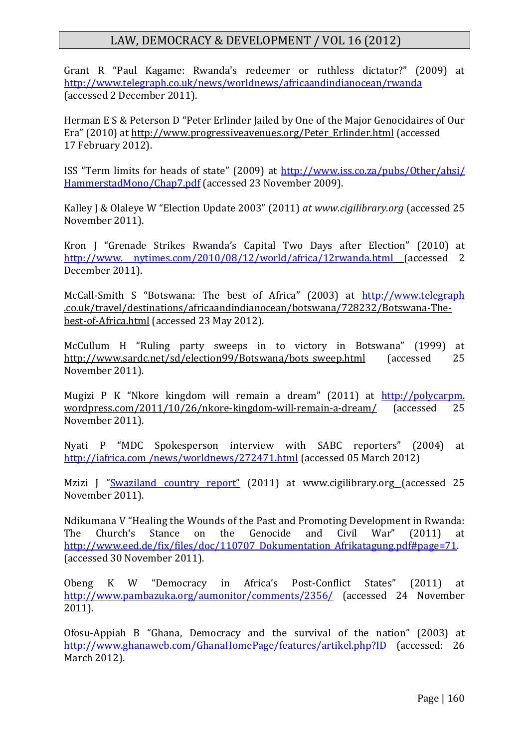Grant R "Paul Kagame: Rwanda's redeemer or ruthless dictator?" (2009) at http://www.telegraph.co.uk/news/worldnews/africaandindianocean/rwanda (accessed 2 December 2011).

Herman E S & Peterson D "Peter Erlinder Jailed by One of the Major Genocidaires of Our Era" (2010) at http://www.progressiveavenues.org/Peter_Erlinder.html (accessed 17 February 2012).

ISS "Term limits for heads of state" (2009) at http://www.iss.co.za/pubs/Other/ahsi/HammerstadMono/Chap7.pdf (accessed 23 November 2009).

Kalley J & Olaleye W "Election Update 2003" (2011) *at www.cigilibrary.org* (accessed 25 November 2011).

Kron J "Grenade Strikes Rwanda's Capital Two Days after Election" (2010) at http://www. nytimes.com/2010/08/12/world/africa/12rwanda.html (accessed 2 December 2011).

McCall-Smith S "Botswana: The best of Africa" (2003) at http://www.telegraph.co.uk/travel/destinations/africaandindianocean/botswana/728232/Botswana-The-best-of-Africa.html (accessed 23 May 2012).

McCullum H "Ruling party sweeps in to victory in Botswana" (1999) at http://www.sardc.net/sd/election99/Botswana/bots_sweep.html (accessed 25 November 2011).

Mugizi P K "Nkore kingdom will remain a dream" (2011) at http://polycarpm.wordpress.com/2011/10/26/nkore-kingdom-will-remain-a-dream/ (accessed 25 November 2011).

Nyati P "MDC Spokesperson interview with SABC reporters" (2004) at http://iafrica.com /news/worldnews/272471.html (accessed 05 March 2012)

Mzizi J "Swaziland country report" (2011) at www.cigilibrary.org (accessed 25 November 2011).

Ndikumana V "Healing the Wounds of the Past and Promoting Development in Rwanda: The Church's Stance on the Genocide and Civil War" (2011) at http://www.eed.de/fix/files/doc/110707_Dokumentation_Afrikatagung.pdf#page=71. (accessed 30 November 2011).

Obeng K W "Democracy in Africa's Post-Conflict States" (2011) at http://www.pambazuka.org/aumonitor/comments/2356/ (accessed 24 November 2011).

Ofosu-Appiah B "Ghana, Democracy and the survival of the nation" (2003) at http://www.ghanaweb.com/GhanaHomePage/features/artikel.php?ID (accessed: 26 March 2012).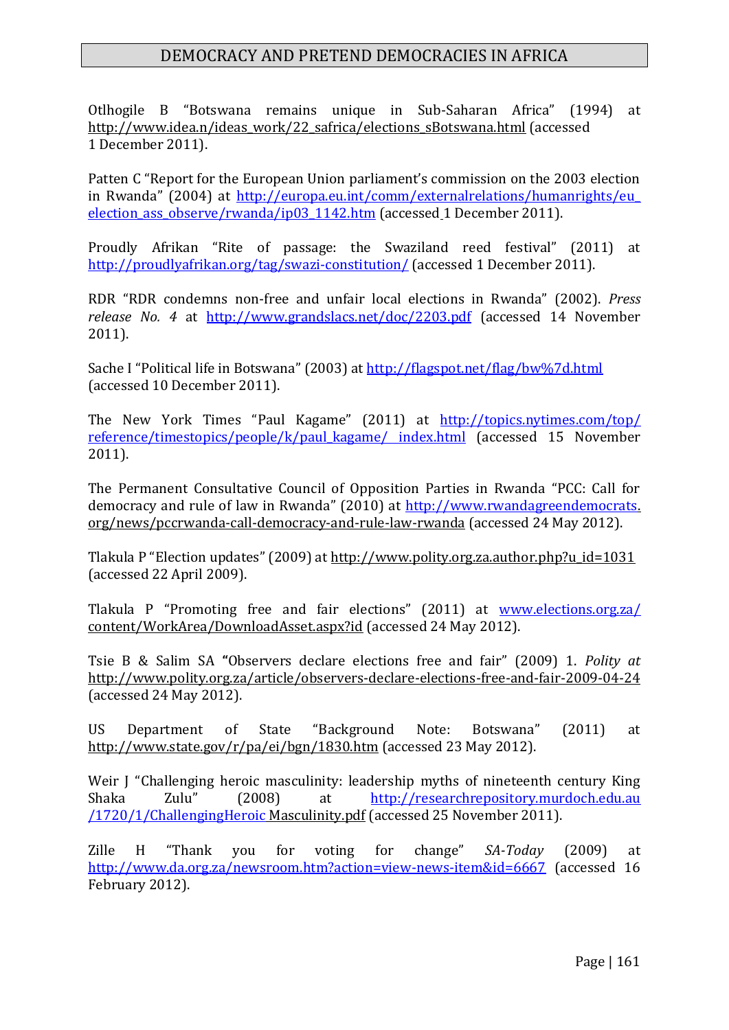Otlhogile B "Botswana remains unique in Sub-Saharan Africa" (1994) at http://www.idea.n/ideas_work/22_safrica/elections_sBotswana.html (accessed 1 December 2011).

Patten C "Report for the European Union parliament's commission on the 2003 election in Rwanda" (2004) at http://europa.eu.int/comm/externalrelations/humanrights/eu_election_ass_observe/rwanda/ip03_1142.htm (accessed 1 December 2011).

Proudly Afrikan "Rite of passage: the Swaziland reed festival" (2011) at http://proudlyafrikan.org/tag/swazi-constitution/ (accessed 1 December 2011).

RDR "RDR condemns non-free and unfair local elections in Rwanda" (2002). *Press release No. 4* at http://www.grandslacs.net/doc/2203.pdf (accessed 14 November 2011).

Sache I "Political life in Botswana" (2003) at http://flagspot.net/flag/bw%7d.html (accessed 10 December 2011).

The New York Times "Paul Kagame" (2011) at http://topics.nytimes.com/top/reference/timestopics/people/k/paul_kagame/ index.html (accessed 15 November 2011).

The Permanent Consultative Council of Opposition Parties in Rwanda "PCC: Call for democracy and rule of law in Rwanda" (2010) at http://www.rwandagreendemocrats.org/news/pccrwanda-call-democracy-and-rule-law-rwanda (accessed 24 May 2012).

Tlakula P "Election updates" (2009) at http://www.polity.org.za.author.php?u_id=1031 (accessed 22 April 2009).

Tlakula P "Promoting free and fair elections" (2011) at www.elections.org.za/content/WorkArea/DownloadAsset.aspx?id (accessed 24 May 2012).

Tsie B & Salim SA **"**Observers declare elections free and fair" (2009) 1. *Polity at* http://www.polity.org.za/article/observers-declare-elections-free-and-fair-2009-04-24 (accessed 24 May 2012).

US Department of State "Background Note: Botswana" (2011) at http://www.state.gov/r/pa/ei/bgn/1830.htm (accessed 23 May 2012).

Weir J "Challenging heroic masculinity: leadership myths of nineteenth century King Shaka Zulu" (2008) at http://researchrepository.murdoch.edu.au/1720/1/ChallengingHeroic Masculinity.pdf (accessed 25 November 2011).

Zille H "Thank you for voting for change" *SA-Today* (2009) at http://www.da.org.za/newsroom.htm?action=view-news-item&id=6667 (accessed 16 February 2012).